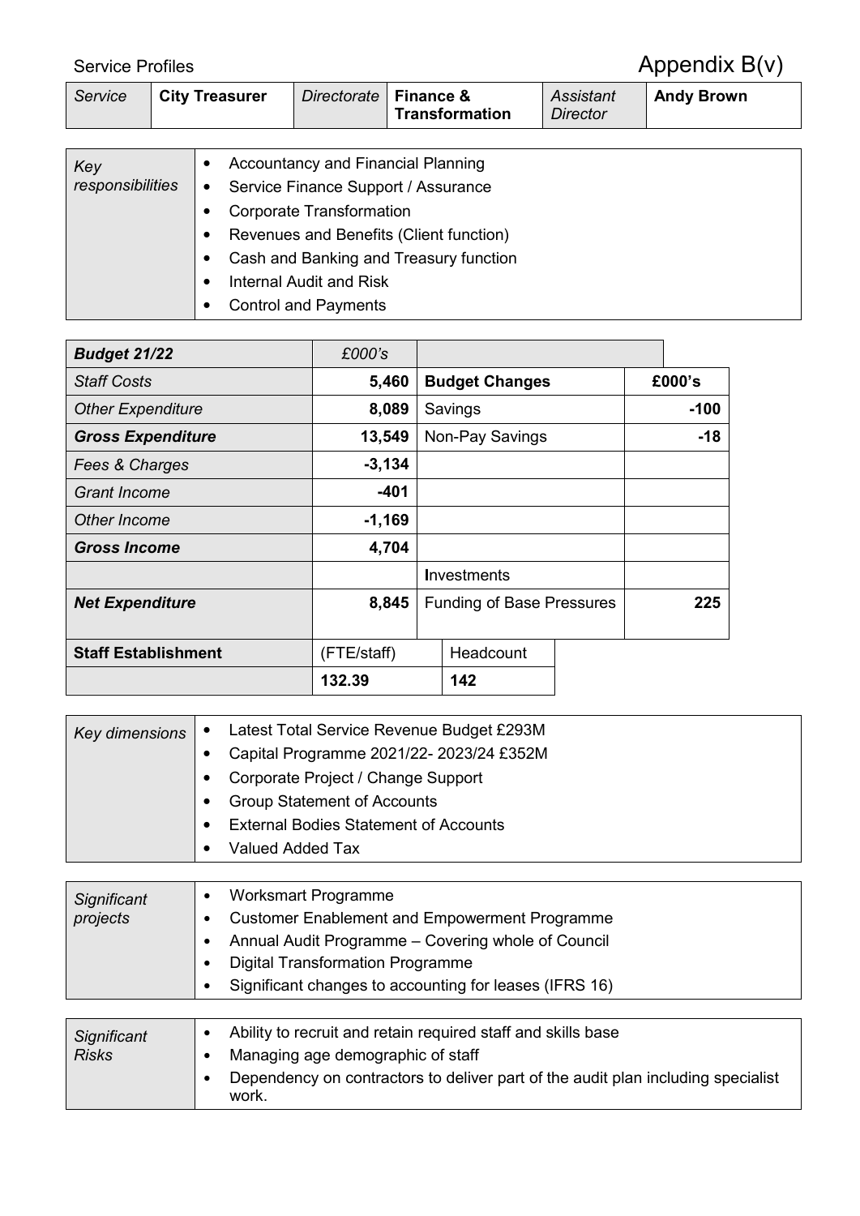Service Profiles

# Appendix B(v)

| *Service* | **City Treasurer** | *Directorate* | **Finance & Transformation** | *Assistant Director* | **Andy Brown** |
|---|---|---|---|---|---|

| | |
|---|---|
| *Key responsibilities* | • Accountancy and Financial Planning<br>• Service Finance Support / Assurance<br>• Corporate Transformation<br>• Revenues and Benefits (Client function)<br>• Cash and Banking and Treasury function<br>• Internal Audit and Risk<br>• Control and Payments |

| ***Budget 21/22*** | *£000's* | | |
|---|---|---|---|
| *Staff Costs* | **5,460** | **Budget Changes** | **£000's** |
| *Other Expenditure* | **8,089** | Savings | **-100** |
| ***Gross Expenditure*** | **13,549** | Non-Pay Savings | **-18** |
| *Fees & Charges* | **-3,134** | | |
| *Grant Income* | **-401** | | |
| *Other Income* | **-1,169** | | |
| ***Gross Income*** | **4,704** | | |
| | | Investments | |
| ***Net Expenditure*** | **8,845** | Funding of Base Pressures | **225** |

| **Staff Establishment** | (FTE/staff) | Headcount |
|---|---|---|
| | **132.39** | **142** |

| | |
|---|---|
| *Key dimensions* | • Latest Total Service Revenue Budget £293M<br>• Capital Programme 2021/22- 2023/24 £352M<br>• Corporate Project / Change Support<br>• Group Statement of Accounts<br>• External Bodies Statement of Accounts<br>• Valued Added Tax |

| | |
|---|---|
| *Significant projects* | • Worksmart Programme<br>• Customer Enablement and Empowerment Programme<br>• Annual Audit Programme – Covering whole of Council<br>• Digital Transformation Programme<br>• Significant changes to accounting for leases (IFRS 16) |

| | |
|---|---|
| *Significant Risks* | • Ability to recruit and retain required staff and skills base<br>• Managing age demographic of staff<br>• Dependency on contractors to deliver part of the audit plan including specialist work. |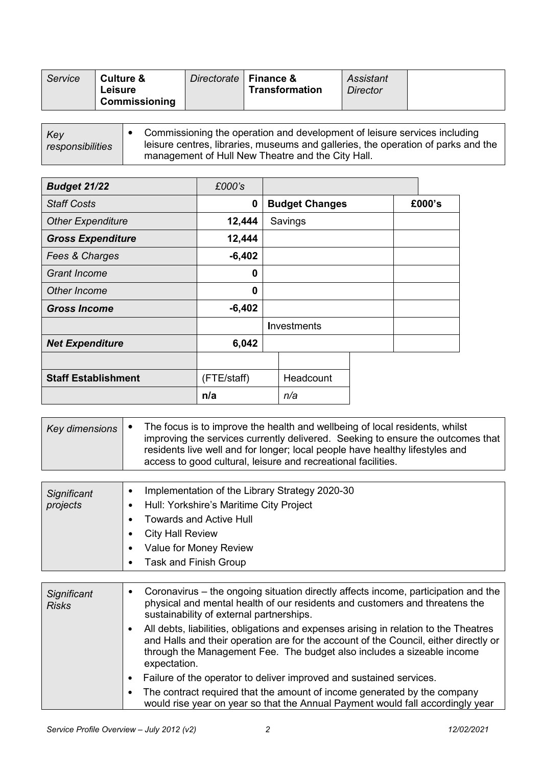| Service | Culture & Leisure Commissioning | Directorate | Finance & Transformation | Assistant Director | |
|---|---|---|---|---|---|

| Key responsibilities | • Commissioning the operation and development of leisure services including leisure centres, libraries, museums and galleries, the operation of parks and the management of Hull New Theatre and the City Hall. |
|---|---|

| Budget 21/22 | £000's | | |
|---|---|---|---|
| Staff Costs | 0 | **Budget Changes** | **£000's** |
| Other Expenditure | 12,444 | Savings | |
| **Gross Expenditure** | **12,444** | | |
| Fees & Charges | -6,402 | | |
| Grant Income | 0 | | |
| Other Income | 0 | | |
| **Gross Income** | **-6,402** | | |
| | | Investments | |
| **Net Expenditure** | **6,042** | | |
| | | | |
| **Staff Establishment** | (FTE/staff) | Headcount | |
| | n/a | n/a | |

| Key dimensions | • The focus is to improve the health and wellbeing of local residents, whilst improving the services currently delivered. Seeking to ensure the outcomes that residents live well and for longer; local people have healthy lifestyles and access to good cultural, leisure and recreational facilities. |
|---|---|

| Significant projects | • Implementation of the Library Strategy 2020-30<br>• Hull: Yorkshire's Maritime City Project<br>• Towards and Active Hull<br>• City Hall Review<br>• Value for Money Review<br>• Task and Finish Group |
|---|---|

| Significant Risks | • Coronavirus – the ongoing situation directly affects income, participation and the physical and mental health of our residents and customers and threatens the sustainability of external partnerships.<br>• All debts, liabilities, obligations and expenses arising in relation to the Theatres and Halls and their operation are for the account of the Council, either directly or through the Management Fee. The budget also includes a sizeable income expectation.<br>• Failure of the operator to deliver improved and sustained services.<br>• The contract required that the amount of income generated by the company would rise year on year so that the Annual Payment would fall accordingly year |
|---|---|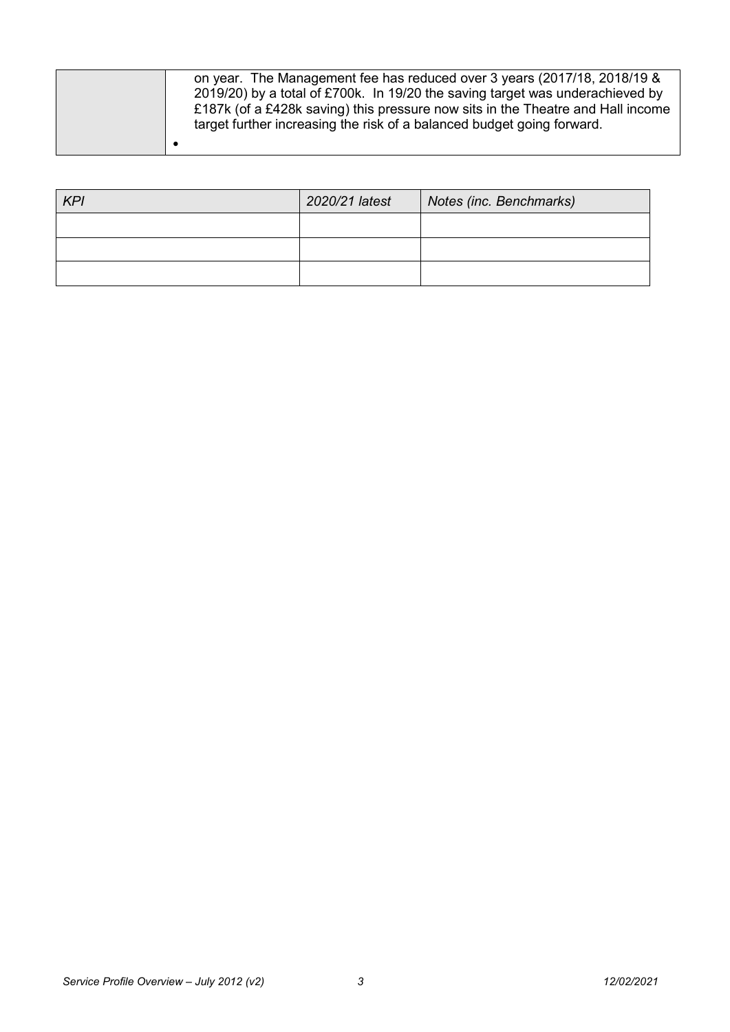| | |
|---|---|
| | on year. The Management fee has reduced over 3 years (2017/18, 2018/19 & 2019/20) by a total of £700k. In 19/20 the saving target was underachieved by £187k (of a £428k saving) this pressure now sits in the Theatre and Hall income target further increasing the risk of a balanced budget going forward.<br>• |

| *KPI* | *2020/21 latest* | *Notes (inc. Benchmarks)* |
|---|---|---|
| | | |
| | | |
| | | |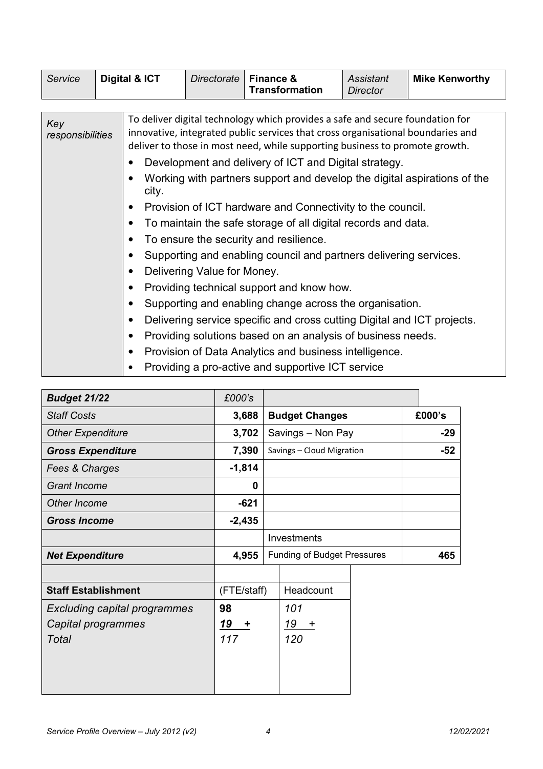| *Service* | **Digital & ICT** | *Directorate* | **Finance & Transformation** | *Assistant Director* | **Mike Kenworthy** |
|---|---|---|---|---|---|

| | |
|---|---|
| *Key responsibilities* | To deliver digital technology which provides a safe and secure foundation for innovative, integrated public services that cross organisational boundaries and deliver to those in most need, while supporting business to promote growth.<br>• Development and delivery of ICT and Digital strategy.<br>• Working with partners support and develop the digital aspirations of the city.<br>• Provision of ICT hardware and Connectivity to the council.<br>• To maintain the safe storage of all digital records and data.<br>• To ensure the security and resilience.<br>• Supporting and enabling council and partners delivering services.<br>• Delivering Value for Money.<br>• Providing technical support and know how.<br>• Supporting and enabling change across the organisation.<br>• Delivering service specific and cross cutting Digital and ICT projects.<br>• Providing solutions based on an analysis of business needs.<br>• Provision of Data Analytics and business intelligence.<br>• Providing a pro-active and supportive ICT service |

| ***Budget 21/22*** | *£000's* | | |
|---|---|---|---|
| *Staff Costs* | **3,688** | **Budget Changes** | **£000's** |
| *Other Expenditure* | **3,702** | Savings – Non Pay | **-29** |
| ***Gross Expenditure*** | **7,390** | Savings – Cloud Migration | **-52** |
| *Fees & Charges* | **-1,814** | | |
| *Grant Income* | **0** | | |
| *Other Income* | **-621** | | |
| ***Gross Income*** | **-2,435** | | |
| | | Investments | |
| ***Net Expenditure*** | **4,955** | Funding of Budget Pressures | **465** |

| **Staff Establishment** | (FTE/staff) | Headcount |
|---|---|---|
| *Excluding capital programmes* | **98** | *101* |
| *Capital programmes* | ***19 +*** | *19 +* |
| *Total* | *117* | *120* |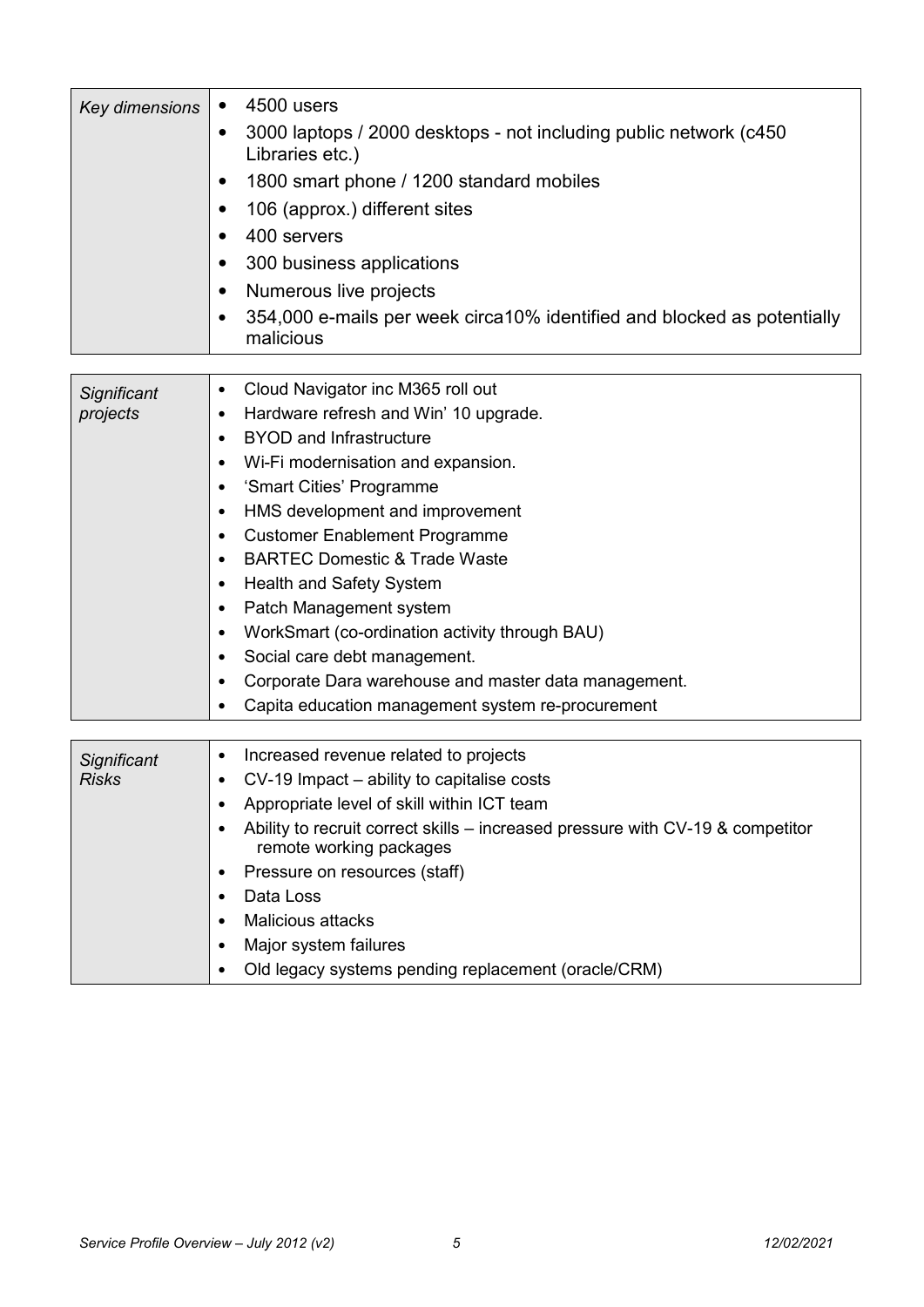| *Key dimensions* | <ul><li>4500 users</li><li>3000 laptops / 2000 desktops - not including public network (c450 Libraries etc.)</li><li>1800 smart phone / 1200 standard mobiles</li><li>106 (approx.) different sites</li><li>400 servers</li><li>300 business applications</li><li>Numerous live projects</li><li>354,000 e-mails per week circa10% identified and blocked as potentially malicious</li></ul> |
|---|---|

| *Significant projects* | <ul><li>Cloud Navigator inc M365 roll out</li><li>Hardware refresh and Win' 10 upgrade.</li><li>BYOD and Infrastructure</li><li>Wi-Fi modernisation and expansion.</li><li>'Smart Cities' Programme</li><li>HMS development and improvement</li><li>Customer Enablement Programme</li><li>BARTEC Domestic & Trade Waste</li><li>Health and Safety System</li><li>Patch Management system</li><li>WorkSmart (co-ordination activity through BAU)</li><li>Social care debt management.</li><li>Corporate Dara warehouse and master data management.</li><li>Capita education management system re-procurement</li></ul> |
|---|---|

| *Significant Risks* | <ul><li>Increased revenue related to projects</li><li>CV-19 Impact – ability to capitalise costs</li><li>Appropriate level of skill within ICT team</li><li>Ability to recruit correct skills – increased pressure with CV-19 & competitor remote working packages</li><li>Pressure on resources (staff)</li><li>Data Loss</li><li>Malicious attacks</li><li>Major system failures</li><li>Old legacy systems pending replacement (oracle/CRM)</li></ul> |
|---|---|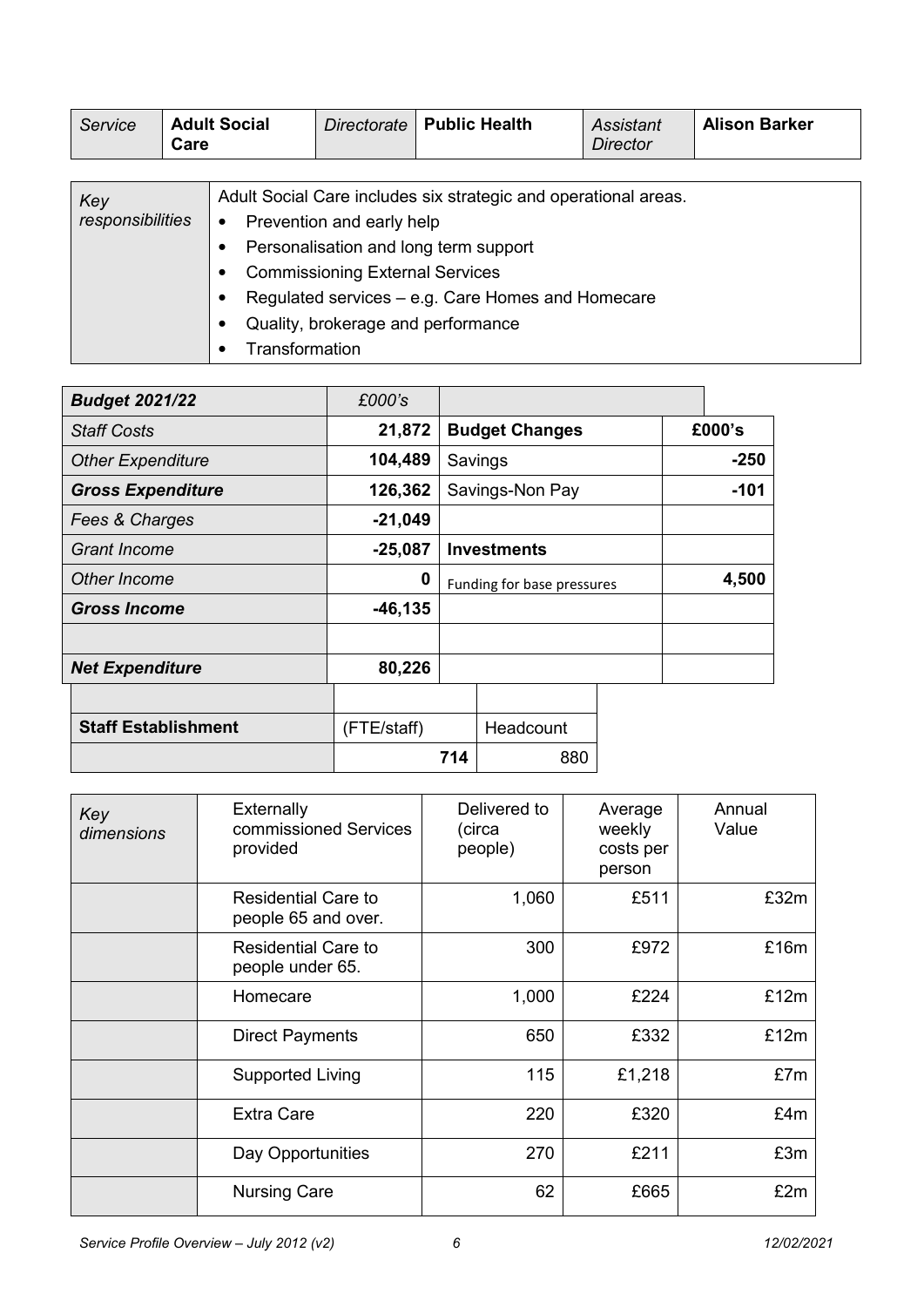| Service | Adult Social Care | Directorate | Public Health | Assistant Director | Alison Barker |
|---|---|---|---|---|---|

| Key responsibilities | Adult Social Care includes six strategic and operational areas. |
|---|---|
| | • Prevention and early help<br>• Personalisation and long term support<br>• Commissioning External Services<br>• Regulated services – e.g. Care Homes and Homecare<br>• Quality, brokerage and performance<br>• Transformation |

| **Budget 2021/22** | £000's | | |
|---|---|---|---|
| Staff Costs | **21,872** | **Budget Changes** | **£000's** |
| Other Expenditure | **104,489** | Savings | **-250** |
| **Gross Expenditure** | **126,362** | Savings-Non Pay | **-101** |
| Fees & Charges | **-21,049** | | |
| Grant Income | **-25,087** | **Investments** | |
| Other Income | **0** | Funding for base pressures | **4,500** |
| **Gross Income** | **-46,135** | | |
| | | | |
| **Net Expenditure** | **80,226** | | |

| **Staff Establishment** | (FTE/staff) | Headcount |
|---|---|---|
| | 714 | 880 |

| Key dimensions | Externally commissioned Services provided | Delivered to (circa people) | Average weekly costs per person | Annual Value |
|---|---|---|---|---|
| | Residential Care to people 65 and over. | 1,060 | £511 | £32m |
| | Residential Care to people under 65. | 300 | £972 | £16m |
| | Homecare | 1,000 | £224 | £12m |
| | Direct Payments | 650 | £332 | £12m |
| | Supported Living | 115 | £1,218 | £7m |
| | Extra Care | 220 | £320 | £4m |
| | Day Opportunities | 270 | £211 | £3m |
| | Nursing Care | 62 | £665 | £2m |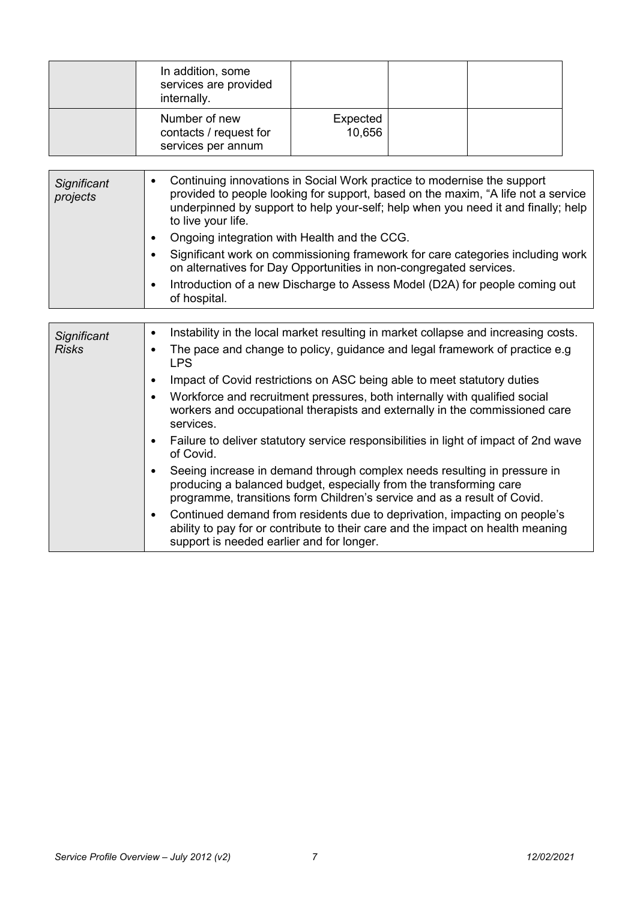|  | In addition, some services are provided internally. |  |  |  |
|---|---|---|---|---|
|  | Number of new contacts / request for services per annum | Expected 10,656 |  |  |

| *Significant projects* | <ul><li>Continuing innovations in Social Work practice to modernise the support provided to people looking for support, based on the maxim, “A life not a service underpinned by support to help your-self; help when you need it and finally; help to live your life.</li><li>Ongoing integration with Health and the CCG.</li><li>Significant work on commissioning framework for care categories including work on alternatives for Day Opportunities in non-congregated services.</li><li>Introduction of a new Discharge to Assess Model (D2A) for people coming out of hospital.</li></ul> |
|---|---|

| *Significant Risks* | <ul><li>Instability in the local market resulting in market collapse and increasing costs.</li><li>The pace and change to policy, guidance and legal framework of practice e.g LPS</li><li>Impact of Covid restrictions on ASC being able to meet statutory duties</li><li>Workforce and recruitment pressures, both internally with qualified social workers and occupational therapists and externally in the commissioned care services.</li><li>Failure to deliver statutory service responsibilities in light of impact of 2nd wave of Covid.</li><li>Seeing increase in demand through complex needs resulting in pressure in producing a balanced budget, especially from the transforming care programme, transitions form Children’s service and as a result of Covid.</li><li>Continued demand from residents due to deprivation, impacting on people’s ability to pay for or contribute to their care and the impact on health meaning support is needed earlier and for longer.</li></ul> |
|---|---|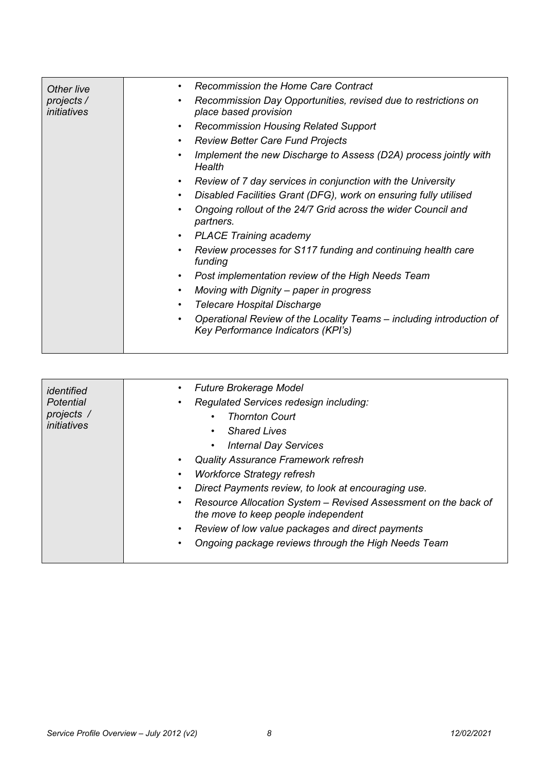| *Other live projects / initiatives* | • *Recommission the Home Care Contract*<br>• *Recommission Day Opportunities, revised due to restrictions on place based provision*<br>• *Recommission Housing Related Support*<br>• *Review Better Care Fund Projects*<br>• *Implement the new Discharge to Assess (D2A) process jointly with Health*<br>• *Review of 7 day services in conjunction with the University*<br>• *Disabled Facilities Grant (DFG), work on ensuring fully utilised*<br>• *Ongoing rollout of the 24/7 Grid across the wider Council and partners.*<br>• *PLACE Training academy*<br>• *Review processes for S117 funding and continuing health care funding*<br>• *Post implementation review of the High Needs Team*<br>• *Moving with Dignity – paper in progress*<br>• *Telecare Hospital Discharge*<br>• *Operational Review of the Locality Teams – including introduction of Key Performance Indicators (KPI's)* |
|---|---|

| *identified Potential projects / initiatives* | • *Future Brokerage Model*<br>• *Regulated Services redesign including:*<br>&nbsp;&nbsp;&nbsp;&nbsp;• *Thornton Court*<br>&nbsp;&nbsp;&nbsp;&nbsp;• *Shared Lives*<br>&nbsp;&nbsp;&nbsp;&nbsp;• *Internal Day Services*<br>• *Quality Assurance Framework refresh*<br>• *Workforce Strategy refresh*<br>• *Direct Payments review, to look at encouraging use.*<br>• *Resource Allocation System – Revised Assessment on the back of the move to keep people independent*<br>• *Review of low value packages and direct payments*<br>• *Ongoing package reviews through the High Needs Team* |
|---|---|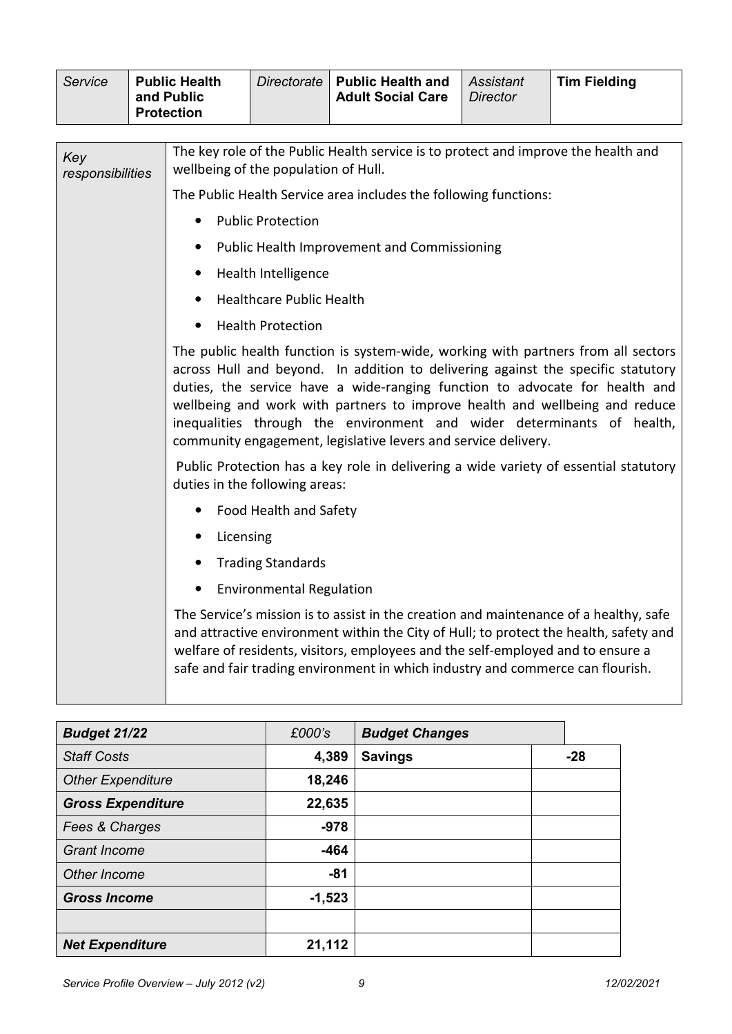| *Service* | **Public Health and Public Protection** | *Directorate* | **Public Health and Adult Social Care** | *Assistant Director* | **Tim Fielding** |
|---|---|---|---|---|---|

| *Key responsibilities* | |
|---|---|
| | The key role of the Public Health service is to protect and improve the health and wellbeing of the population of Hull.<br><br>The Public Health Service area includes the following functions:<br><br>• Public Protection<br>• Public Health Improvement and Commissioning<br>• Health Intelligence<br>• Healthcare Public Health<br>• Health Protection<br><br>The public health function is system-wide, working with partners from all sectors across Hull and beyond. In addition to delivering against the specific statutory duties, the service have a wide-ranging function to advocate for health and wellbeing and work with partners to improve health and wellbeing and reduce inequalities through the environment and wider determinants of health, community engagement, legislative levers and service delivery.<br><br>Public Protection has a key role in delivering a wide variety of essential statutory duties in the following areas:<br><br>• Food Health and Safety<br>• Licensing<br>• Trading Standards<br>• Environmental Regulation<br><br>The Service's mission is to assist in the creation and maintenance of a healthy, safe and attractive environment within the City of Hull; to protect the health, safety and welfare of residents, visitors, employees and the self-employed and to ensure a safe and fair trading environment in which industry and commerce can flourish. |

| ***Budget 21/22*** | *£000's* | ***Budget Changes*** | |
|---|---|---|---|
| *Staff Costs* | 4,389 | **Savings** | -28 |
| *Other Expenditure* | 18,246 | | |
| ***Gross Expenditure*** | **22,635** | | |
| *Fees & Charges* | -978 | | |
| *Grant Income* | -464 | | |
| *Other Income* | -81 | | |
| ***Gross Income*** | **-1,523** | | |
| | | | |
| ***Net Expenditure*** | **21,112** | | |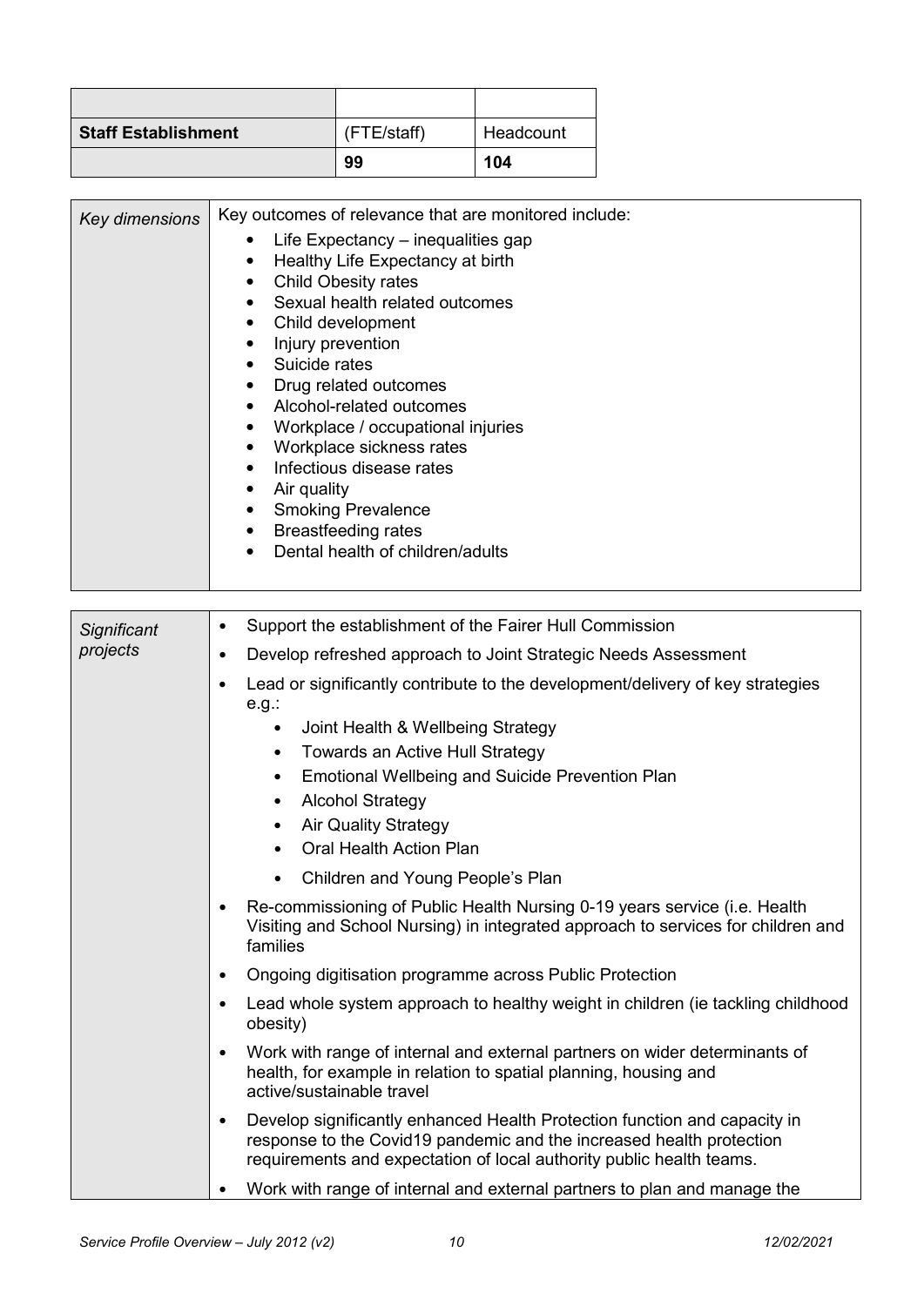| | | |
|---|---|---|
| **Staff Establishment** | (FTE/staff) | Headcount |
| | **99** | **104** |

| | |
|---|---|
| *Key dimensions* | Key outcomes of relevance that are monitored include:<br>• Life Expectancy – inequalities gap<br>• Healthy Life Expectancy at birth<br>• Child Obesity rates<br>• Sexual health related outcomes<br>• Child development<br>• Injury prevention<br>• Suicide rates<br>• Drug related outcomes<br>• Alcohol-related outcomes<br>• Workplace / occupational injuries<br>• Workplace sickness rates<br>• Infectious disease rates<br>• Air quality<br>• Smoking Prevalence<br>• Breastfeeding rates<br>• Dental health of children/adults |

| | |
|---|---|
| *Significant projects* | • Support the establishment of the Fairer Hull Commission<br>• Develop refreshed approach to Joint Strategic Needs Assessment<br>• Lead or significantly contribute to the development/delivery of key strategies e.g.:<br>&nbsp;&nbsp;&nbsp;&nbsp;• Joint Health & Wellbeing Strategy<br>&nbsp;&nbsp;&nbsp;&nbsp;• Towards an Active Hull Strategy<br>&nbsp;&nbsp;&nbsp;&nbsp;• Emotional Wellbeing and Suicide Prevention Plan<br>&nbsp;&nbsp;&nbsp;&nbsp;• Alcohol Strategy<br>&nbsp;&nbsp;&nbsp;&nbsp;• Air Quality Strategy<br>&nbsp;&nbsp;&nbsp;&nbsp;• Oral Health Action Plan<br>&nbsp;&nbsp;&nbsp;&nbsp;• Children and Young People's Plan<br>• Re-commissioning of Public Health Nursing 0-19 years service (i.e. Health Visiting and School Nursing) in integrated approach to services for children and families<br>• Ongoing digitisation programme across Public Protection<br>• Lead whole system approach to healthy weight in children (ie tackling childhood obesity)<br>• Work with range of internal and external partners on wider determinants of health, for example in relation to spatial planning, housing and active/sustainable travel<br>• Develop significantly enhanced Health Protection function and capacity in response to the Covid19 pandemic and the increased health protection requirements and expectation of local authority public health teams.<br>• Work with range of internal and external partners to plan and manage the |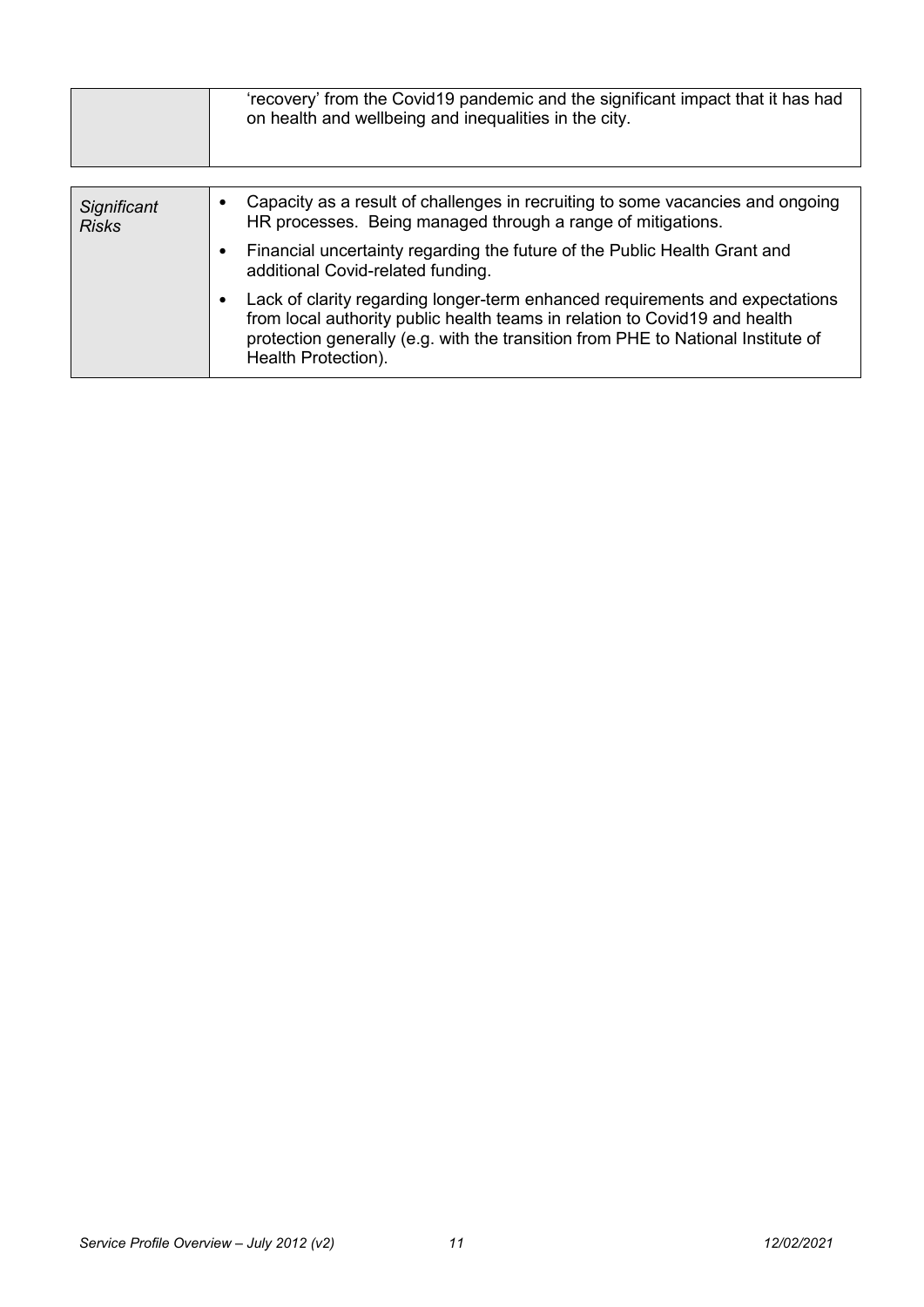| | |
|---|---|
| | 'recovery' from the Covid19 pandemic and the significant impact that it has had on health and wellbeing and inequalities in the city. |

| | |
|---|---|
| *Significant Risks* | • Capacity as a result of challenges in recruiting to some vacancies and ongoing HR processes. Being managed through a range of mitigations.<br>• Financial uncertainty regarding the future of the Public Health Grant and additional Covid-related funding.<br>• Lack of clarity regarding longer-term enhanced requirements and expectations from local authority public health teams in relation to Covid19 and health protection generally (e.g. with the transition from PHE to National Institute of Health Protection). |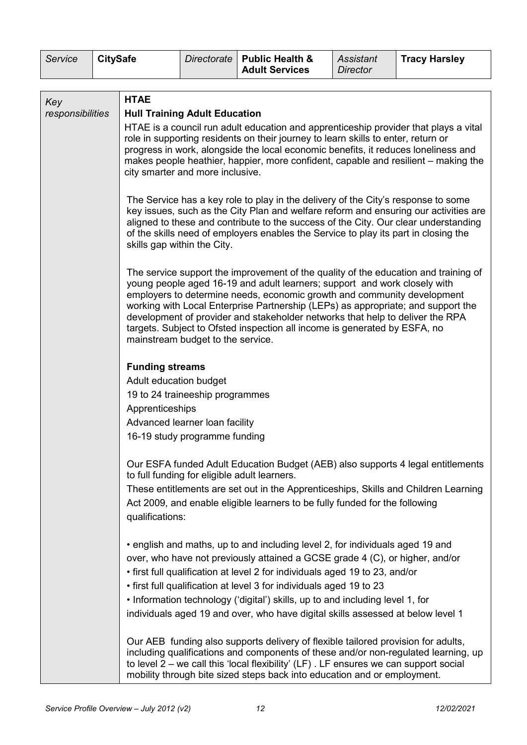| *Service* | **CitySafe** | *Directorate* | **Public Health & Adult Services** | *Assistant Director* | **Tracy Harsley** |
|---|---|---|---|---|---|

| *Key responsibilities* | |
|---|---|
| | **HTAE**<br>**Hull Training Adult Education**<br>HTAE is a council run adult education and apprenticeship provider that plays a vital role in supporting residents on their journey to learn skills to enter, return or progress in work, alongside the local economic benefits, it reduces loneliness and makes people heathier, happier, more confident, capable and resilient – making the city smarter and more inclusive.<br><br>The Service has a key role to play in the delivery of the City's response to some key issues, such as the City Plan and welfare reform and ensuring our activities are aligned to these and contribute to the success of the City. Our clear understanding of the skills need of employers enables the Service to play its part in closing the skills gap within the City.<br><br>The service support the improvement of the quality of the education and training of young people aged 16-19 and adult learners; support and work closely with employers to determine needs, economic growth and community development working with Local Enterprise Partnership (LEPs) as appropriate; and support the development of provider and stakeholder networks that help to deliver the RPA targets. Subject to Ofsted inspection all income is generated by ESFA, no mainstream budget to the service.<br><br>**Funding streams**<br>Adult education budget<br>19 to 24 traineeship programmes<br>Apprenticeships<br>Advanced learner loan facility<br>16-19 study programme funding<br><br>Our ESFA funded Adult Education Budget (AEB) also supports 4 legal entitlements to full funding for eligible adult learners.<br>These entitlements are set out in the Apprenticeships, Skills and Children Learning Act 2009, and enable eligible learners to be fully funded for the following qualifications:<br><br>• english and maths, up to and including level 2, for individuals aged 19 and over, who have not previously attained a GCSE grade 4 (C), or higher, and/or<br>• first full qualification at level 2 for individuals aged 19 to 23, and/or<br>• first full qualification at level 3 for individuals aged 19 to 23<br>• Information technology ('digital') skills, up to and including level 1, for individuals aged 19 and over, who have digital skills assessed at below level 1<br><br>Our AEB funding also supports delivery of flexible tailored provision for adults, including qualifications and components of these and/or non-regulated learning, up to level 2 – we call this 'local flexibility' (LF) . LF ensures we can support social mobility through bite sized steps back into education and or employment. |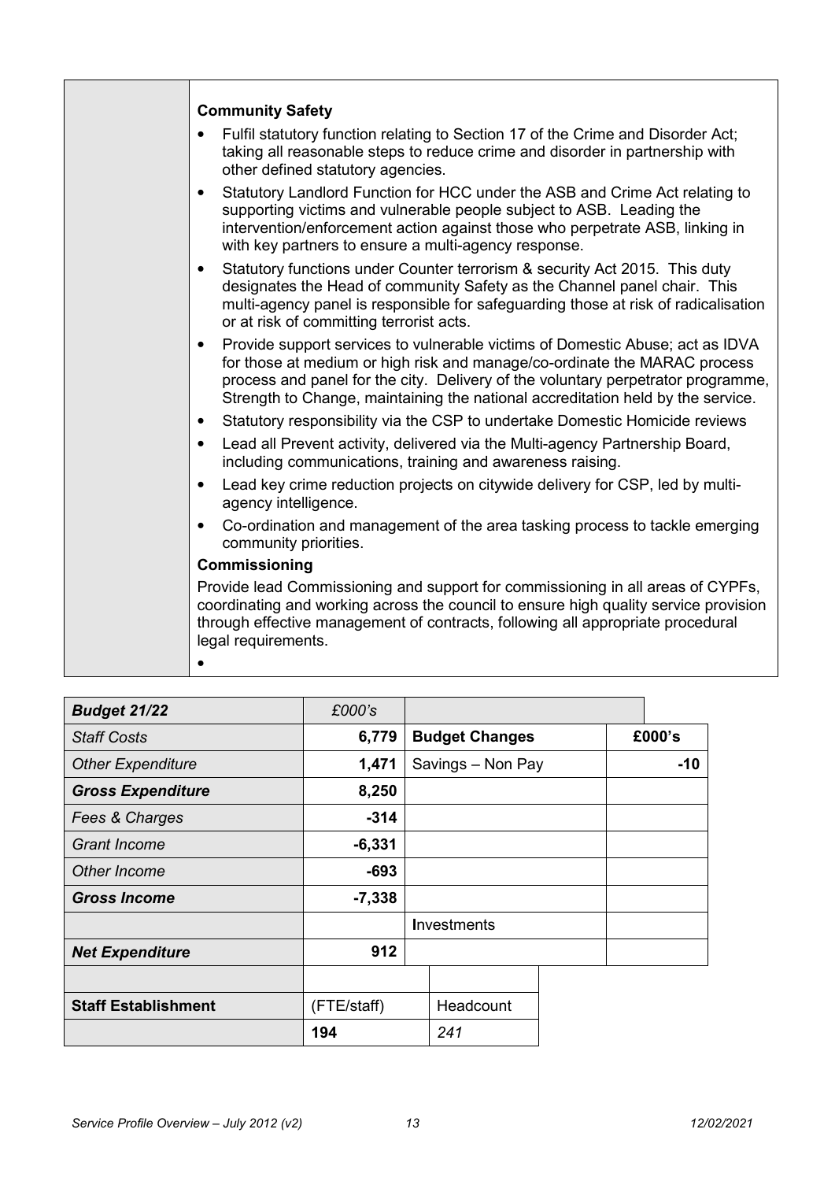### Community Safety

- Fulfil statutory function relating to Section 17 of the Crime and Disorder Act; taking all reasonable steps to reduce crime and disorder in partnership with other defined statutory agencies.
- Statutory Landlord Function for HCC under the ASB and Crime Act relating to supporting victims and vulnerable people subject to ASB. Leading the intervention/enforcement action against those who perpetrate ASB, linking in with key partners to ensure a multi-agency response.
- Statutory functions under Counter terrorism & security Act 2015. This duty designates the Head of community Safety as the Channel panel chair. This multi-agency panel is responsible for safeguarding those at risk of radicalisation or at risk of committing terrorist acts.
- Provide support services to vulnerable victims of Domestic Abuse; act as IDVA for those at medium or high risk and manage/co-ordinate the MARAC process process and panel for the city. Delivery of the voluntary perpetrator programme, Strength to Change, maintaining the national accreditation held by the service.
- Statutory responsibility via the CSP to undertake Domestic Homicide reviews
- Lead all Prevent activity, delivered via the Multi-agency Partnership Board, including communications, training and awareness raising.
- Lead key crime reduction projects on citywide delivery for CSP, led by multi-agency intelligence.
- Co-ordination and management of the area tasking process to tackle emerging community priorities.

### Commissioning

Provide lead Commissioning and support for commissioning in all areas of CYPFs, coordinating and working across the council to ensure high quality service provision through effective management of contracts, following all appropriate procedural legal requirements.

| ***Budget 21/22*** | *£000's* | | |
|---|---|---|---|
| *Staff Costs* | **6,779** | **Budget Changes** | **£000's** |
| *Other Expenditure* | **1,471** | Savings – Non Pay | **-10** |
| ***Gross Expenditure*** | **8,250** | | |
| *Fees & Charges* | **-314** | | |
| *Grant Income* | **-6,331** | | |
| *Other Income* | **-693** | | |
| ***Gross Income*** | **-7,338** | | |
| | | **I**nvestments | |
| ***Net Expenditure*** | **912** | | |

| **Staff Establishment** | (FTE/staff) | Headcount |
|---|---|---|
| | **194** | *241* |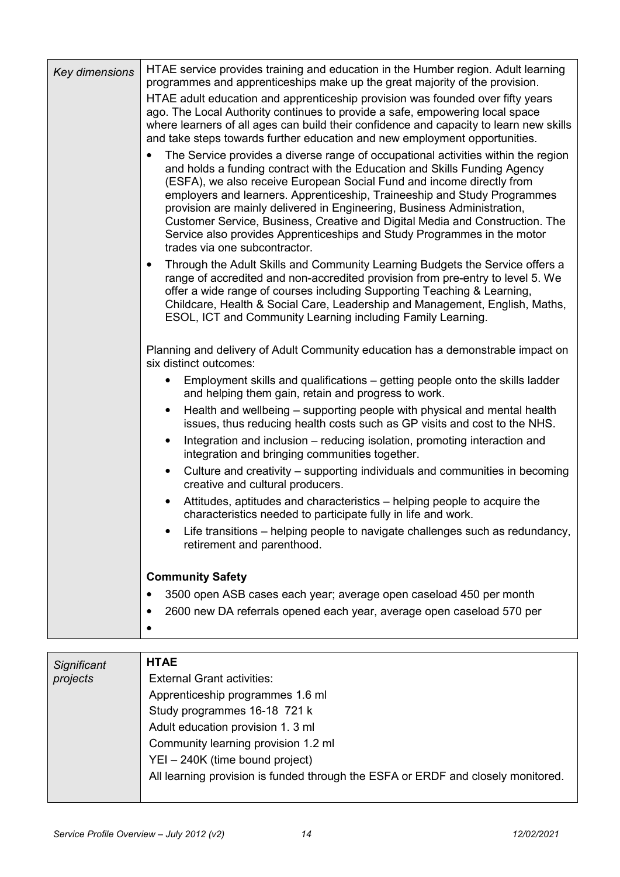| *Key dimensions* | HTAE service provides training and education in the Humber region. Adult learning programmes and apprenticeships make up the great majority of the provision.<br><br>HTAE adult education and apprenticeship provision was founded over fifty years ago. The Local Authority continues to provide a safe, empowering local space where learners of all ages can build their confidence and capacity to learn new skills and take steps towards further education and new employment opportunities.<br><br>• The Service provides a diverse range of occupational activities within the region and holds a funding contract with the Education and Skills Funding Agency (ESFA), we also receive European Social Fund and income directly from employers and learners. Apprenticeship, Traineeship and Study Programmes provision are mainly delivered in Engineering, Business Administration, Customer Service, Business, Creative and Digital Media and Construction. The Service also provides Apprenticeships and Study Programmes in the motor trades via one subcontractor.<br>• Through the Adult Skills and Community Learning Budgets the Service offers a range of accredited and non-accredited provision from pre-entry to level 5. We offer a wide range of courses including Supporting Teaching & Learning, Childcare, Health & Social Care, Leadership and Management, English, Maths, ESOL, ICT and Community Learning including Family Learning.<br><br>Planning and delivery of Adult Community education has a demonstrable impact on six distinct outcomes:<br><br>• Employment skills and qualifications – getting people onto the skills ladder and helping them gain, retain and progress to work.<br>• Health and wellbeing – supporting people with physical and mental health issues, thus reducing health costs such as GP visits and cost to the NHS.<br>• Integration and inclusion – reducing isolation, promoting interaction and integration and bringing communities together.<br>• Culture and creativity – supporting individuals and communities in becoming creative and cultural producers.<br>• Attitudes, aptitudes and characteristics – helping people to acquire the characteristics needed to participate fully in life and work.<br>• Life transitions – helping people to navigate challenges such as redundancy, retirement and parenthood.<br><br>**Community Safety**<br><br>• 3500 open ASB cases each year; average open caseload 450 per month<br>• 2600 new DA referrals opened each year, average open caseload 570 per<br>• |
|---|---|

| *Significant projects* | **HTAE**<br>External Grant activities:<br>Apprenticeship programmes 1.6 ml<br>Study programmes 16-18 721 k<br>Adult education provision 1. 3 ml<br>Community learning provision 1.2 ml<br>YEI – 240K (time bound project)<br>All learning provision is funded through the ESFA or ERDF and closely monitored. |
|---|---|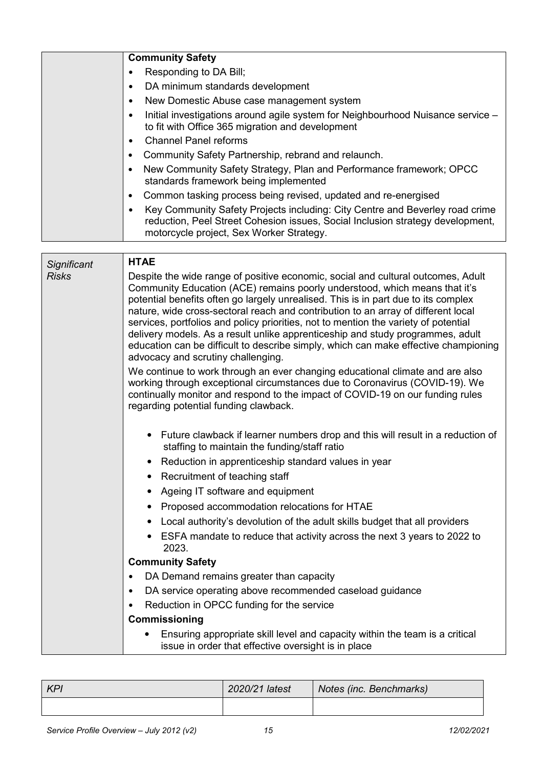| | **Community Safety**<br>• Responding to DA Bill;<br>• DA minimum standards development<br>• New Domestic Abuse case management system<br>• Initial investigations around agile system for Neighbourhood Nuisance service – to fit with Office 365 migration and development<br>• Channel Panel reforms<br>• Community Safety Partnership, rebrand and relaunch.<br>• New Community Safety Strategy, Plan and Performance framework; OPCC standards framework being implemented<br>• Common tasking process being revised, updated and re-energised<br>• Key Community Safety Projects including: City Centre and Beverley road crime reduction, Peel Street Cohesion issues, Social Inclusion strategy development, motorcycle project, Sex Worker Strategy. |
|---|---|

| *Significant Risks* | **HTAE**<br>Despite the wide range of positive economic, social and cultural outcomes, Adult Community Education (ACE) remains poorly understood, which means that it's potential benefits often go largely unrealised. This is in part due to its complex nature, wide cross-sectoral reach and contribution to an array of different local services, portfolios and policy priorities, not to mention the variety of potential delivery models. As a result unlike apprenticeship and study programmes, adult education can be difficult to describe simply, which can make effective championing advocacy and scrutiny challenging.<br>We continue to work through an ever changing educational climate and are also working through exceptional circumstances due to Coronavirus (COVID-19). We continually monitor and respond to the impact of COVID-19 on our funding rules regarding potential funding clawback.<br>• Future clawback if learner numbers drop and this will result in a reduction of staffing to maintain the funding/staff ratio<br>• Reduction in apprenticeship standard values in year<br>• Recruitment of teaching staff<br>• Ageing IT software and equipment<br>• Proposed accommodation relocations for HTAE<br>• Local authority's devolution of the adult skills budget that all providers<br>• ESFA mandate to reduce that activity across the next 3 years to 2022 to 2023.<br>**Community Safety**<br>• DA Demand remains greater than capacity<br>• DA service operating above recommended caseload guidance<br>• Reduction in OPCC funding for the service<br>**Commissioning**<br>• Ensuring appropriate skill level and capacity within the team is a critical issue in order that effective oversight is in place |
|---|---|

| *KPI* | *2020/21 latest* | *Notes (inc. Benchmarks)* |
|---|---|---|
| | | |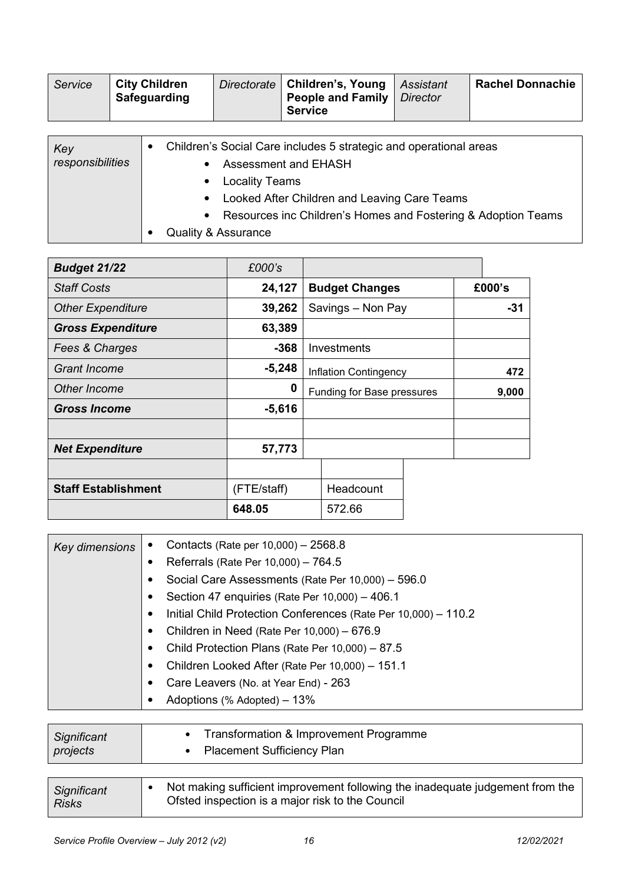| *Service* | **City Children Safeguarding** | *Directorate* | **Children's, Young People and Family Service** | *Assistant Director* | **Rachel Donnachie** |
|---|---|---|---|---|---|

| *Key responsibilities* | • Children's Social Care includes 5 strategic and operational areas<br>  • Assessment and EHASH<br>  • Locality Teams<br>  • Looked After Children and Leaving Care Teams<br>  • Resources inc Children's Homes and Fostering & Adoption Teams<br>• Quality & Assurance |
|---|---|

| ***Budget 21/22*** | *£000's* | | |
|---|---|---|---|
| *Staff Costs* | **24,127** | **Budget Changes** | **£000's** |
| *Other Expenditure* | **39,262** | Savings – Non Pay | **-31** |
| ***Gross Expenditure*** | **63,389** | | |
| *Fees & Charges* | **-368** | Investments | |
| *Grant Income* | **-5,248** | Inflation Contingency | **472** |
| *Other Income* | **0** | Funding for Base pressures | **9,000** |
| ***Gross Income*** | **-5,616** | | |
| | | | |
| ***Net Expenditure*** | **57,773** | | |
| | | | |
| **Staff Establishment** | (FTE/staff) | Headcount | |
| | **648.05** | 572.66 | |

| *Key dimensions* | • Contacts (Rate per 10,000) – 2568.8<br>• Referrals (Rate Per 10,000) – 764.5<br>• Social Care Assessments (Rate Per 10,000) – 596.0<br>• Section 47 enquiries (Rate Per 10,000) – 406.1<br>• Initial Child Protection Conferences (Rate Per 10,000) – 110.2<br>• Children in Need (Rate Per 10,000) – 676.9<br>• Child Protection Plans (Rate Per 10,000) – 87.5<br>• Children Looked After (Rate Per 10,000) – 151.1<br>• Care Leavers (No. at Year End) - 263<br>• Adoptions (% Adopted) – 13% |
|---|---|

| *Significant projects* | • Transformation & Improvement Programme<br>• Placement Sufficiency Plan |
|---|---|

| *Significant Risks* | • Not making sufficient improvement following the inadequate judgement from the Ofsted inspection is a major risk to the Council |
|---|---|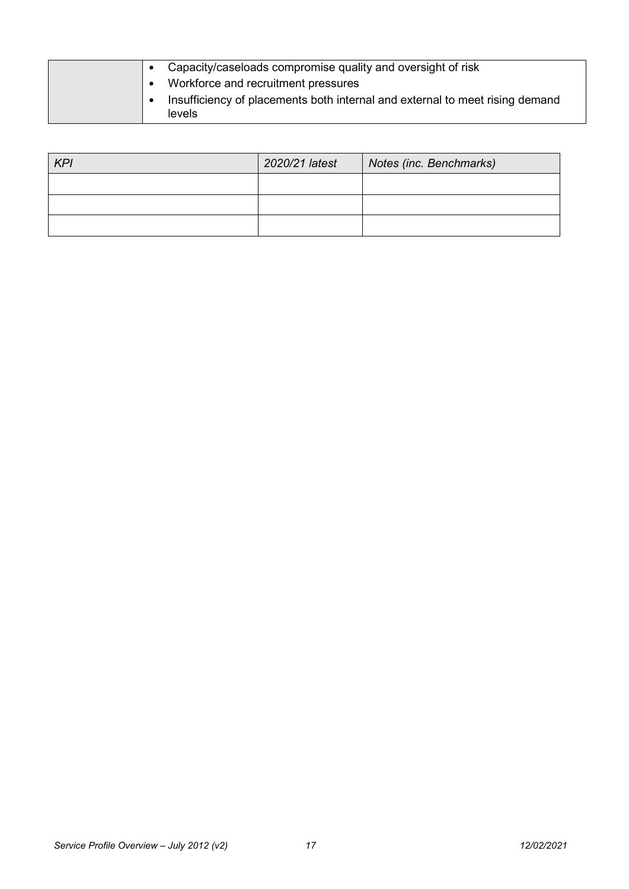|  |  |
| --- | --- |
|  | • Capacity/caseloads compromise quality and oversight of risk<br>• Workforce and recruitment pressures<br>• Insufficiency of placements both internal and external to meet rising demand levels |

| *KPI* | *2020/21 latest* | *Notes (inc. Benchmarks)* |
| --- | --- | --- |
|  |  |  |
|  |  |  |
|  |  |  |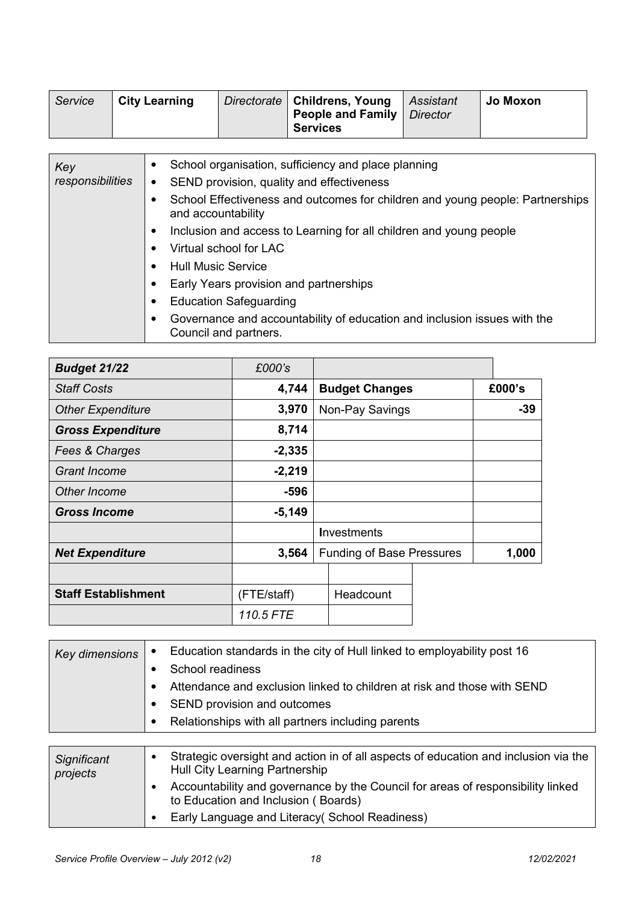| Service | City Learning | Directorate | Childrens, Young People and Family Services | Assistant Director | Jo Moxon |
|---|---|---|---|---|---|

| Key responsibilities | |
|---|---|
| | • School organisation, sufficiency and place planning<br>• SEND provision, quality and effectiveness<br>• School Effectiveness and outcomes for children and young people: Partnerships and accountability<br>• Inclusion and access to Learning for all children and young people<br>• Virtual school for LAC<br>• Hull Music Service<br>• Early Years provision and partnerships<br>• Education Safeguarding<br>• Governance and accountability of education and inclusion issues with the Council and partners. |

| ***Budget 21/22*** | *£000's* | | |
|---|---|---|---|
| *Staff Costs* | **4,744** | **Budget Changes** | **£000's** |
| *Other Expenditure* | **3,970** | Non-Pay Savings | **-39** |
| ***Gross Expenditure*** | **8,714** | | |
| *Fees & Charges* | **-2,335** | | |
| *Grant Income* | **-2,219** | | |
| *Other Income* | **-596** | | |
| ***Gross Income*** | **-5,149** | | |
| | | Investments | |
| ***Net Expenditure*** | **3,564** | Funding of Base Pressures | **1,000** |
| | | | |
| **Staff Establishment** | (FTE/staff) | Headcount | |
| | *110.5 FTE* | | |

| Key dimensions | |
|---|---|
| | • Education standards in the city of Hull linked to employability post 16<br>• School readiness<br>• Attendance and exclusion linked to children at risk and those with SEND<br>• SEND provision and outcomes<br>• Relationships with all partners including parents |

| Significant projects | |
|---|---|
| | • Strategic oversight and action in of all aspects of education and inclusion via the Hull City Learning Partnership<br>• Accountability and governance by the Council for areas of responsibility linked to Education and Inclusion ( Boards)<br>• Early Language and Literacy( School Readiness) |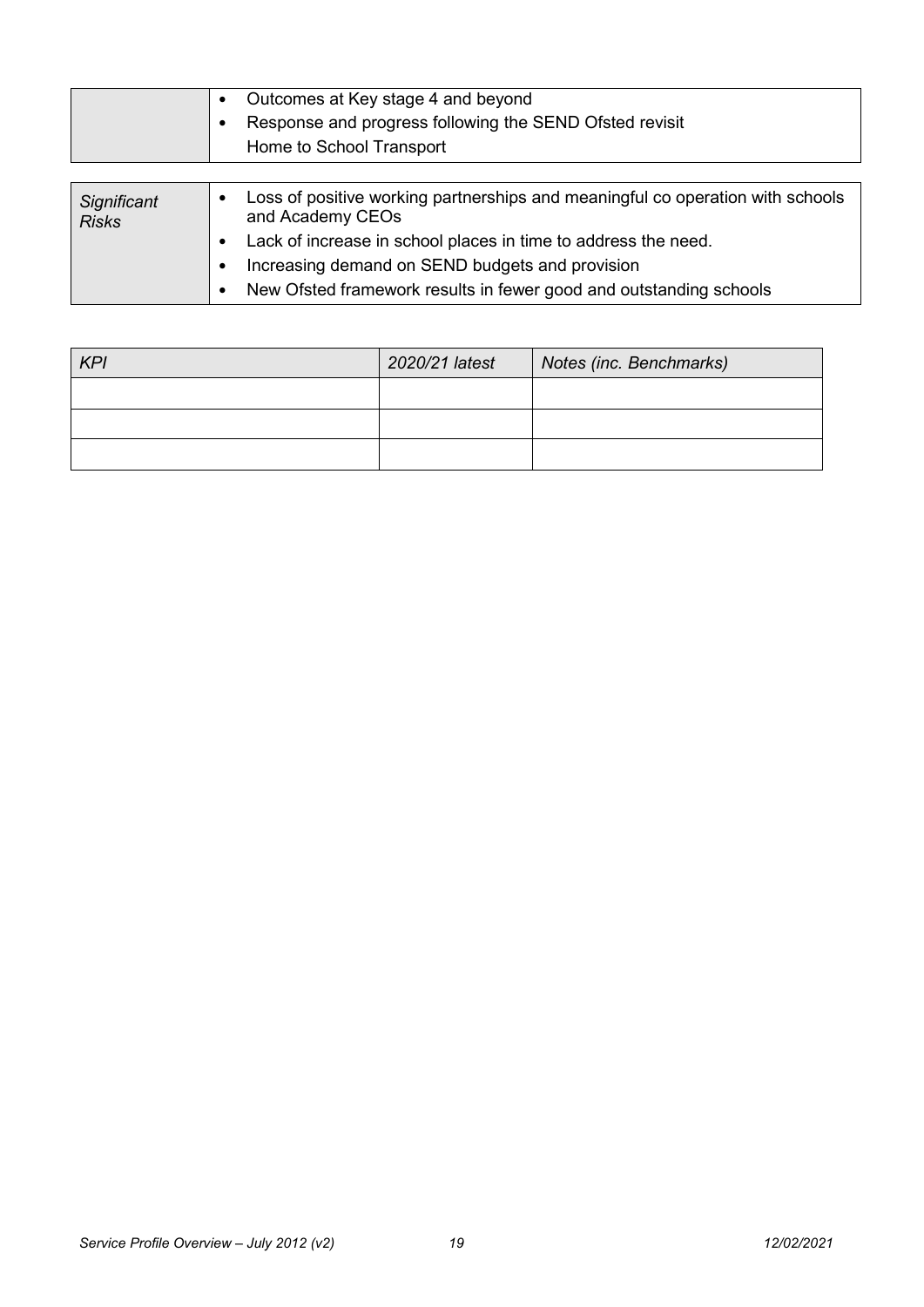| | |
|---|---|
| | • Outcomes at Key stage 4 and beyond<br>• Response and progress following the SEND Ofsted revisit<br>Home to School Transport |

| | |
|---|---|
| *Significant Risks* | • Loss of positive working partnerships and meaningful co operation with schools and Academy CEOs<br>• Lack of increase in school places in time to address the need.<br>• Increasing demand on SEND budgets and provision<br>• New Ofsted framework results in fewer good and outstanding schools |

| *KPI* | *2020/21 latest* | *Notes (inc. Benchmarks)* |
|---|---|---|
| | | |
| | | |
| | | |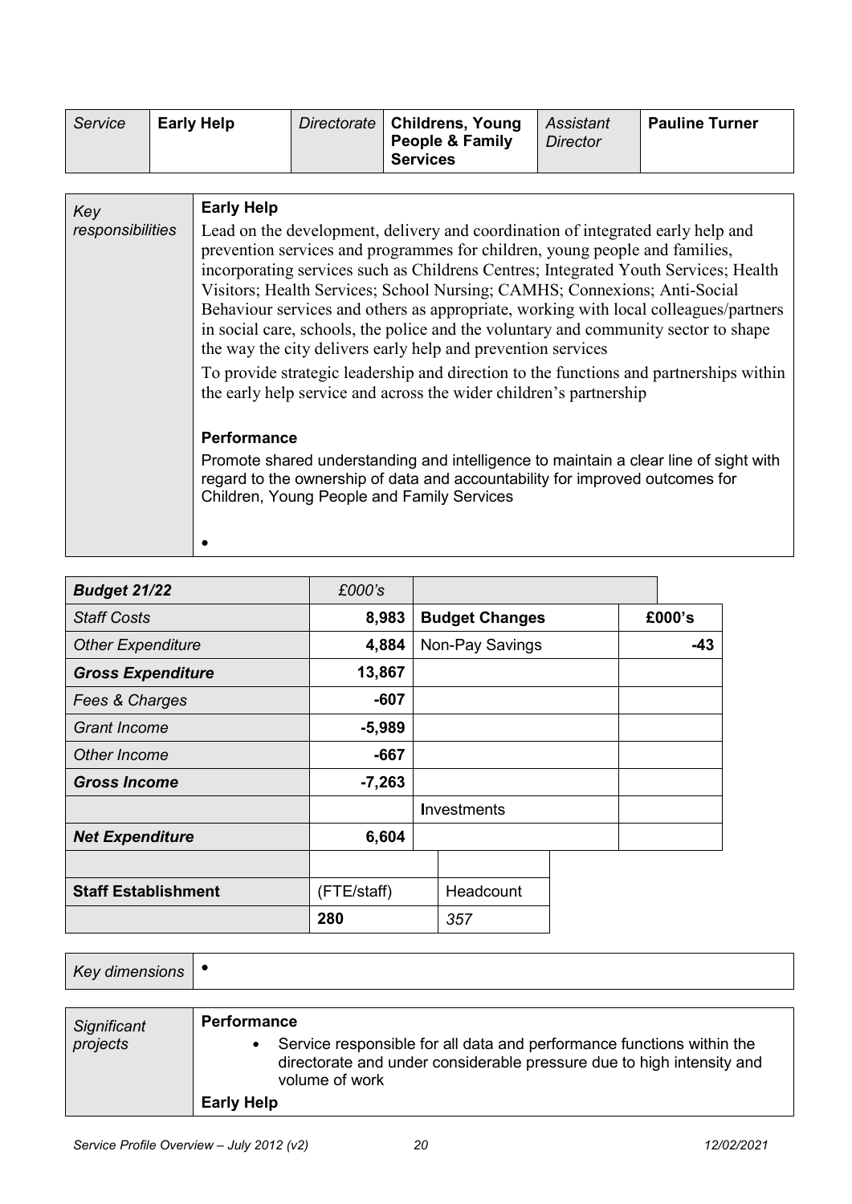| Service | Early Help | Directorate | Childrens, Young People & Family Services | Assistant Director | Pauline Turner |
|---|---|---|---|---|---|

| Key responsibilities | **Early Help**<br><br>Lead on the development, delivery and coordination of integrated early help and prevention services and programmes for children, young people and families, incorporating services such as Childrens Centres; Integrated Youth Services; Health Visitors; Health Services; School Nursing; CAMHS; Connexions; Anti-Social Behaviour services and others as appropriate, working with local colleagues/partners in social care, schools, the police and the voluntary and community sector to shape the way the city delivers early help and prevention services<br><br>To provide strategic leadership and direction to the functions and partnerships within the early help service and across the wider children's partnership<br><br>**Performance**<br><br>Promote shared understanding and intelligence to maintain a clear line of sight with regard to the ownership of data and accountability for improved outcomes for Children, Young People and Family Services<br><br>• |
|---|---|

| Budget 21/22 | £000's | | |
|---|---|---|---|
| Staff Costs | 8,983 | Budget Changes | £000's |
| Other Expenditure | 4,884 | Non-Pay Savings | -43 |
| Gross Expenditure | 13,867 | | |
| Fees & Charges | -607 | | |
| Grant Income | -5,989 | | |
| Other Income | -667 | | |
| Gross Income | -7,263 | | |
| | | Investments | |
| Net Expenditure | 6,604 | | |
| | | | |
| Staff Establishment | (FTE/staff) | Headcount | |
| | 280 | 357 | |

| Key dimensions | • |
|---|---|

| Significant projects | **Performance**<br>• Service responsible for all data and performance functions within the directorate and under considerable pressure due to high intensity and volume of work<br>**Early Help** |
|---|---|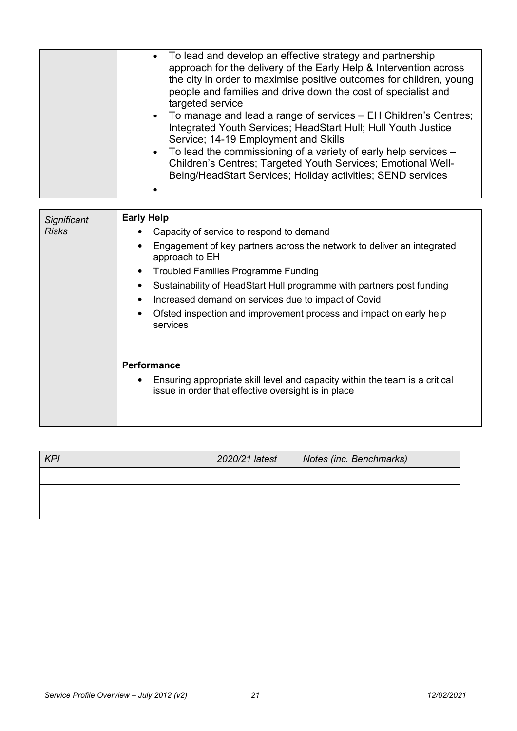| | |
|---|---|
| | <ul><li>To lead and develop an effective strategy and partnership approach for the delivery of the Early Help & Intervention across the city in order to maximise positive outcomes for children, young people and families and drive down the cost of specialist and targeted service</li><li>To manage and lead a range of services – EH Children's Centres; Integrated Youth Services; HeadStart Hull; Hull Youth Justice Service; 14-19 Employment and Skills</li><li>To lead the commissioning of a variety of early help services – Children's Centres; Targeted Youth Services; Emotional Well-Being/HeadStart Services; Holiday activities; SEND services</li><li></li></ul> |

| | |
|---|---|
| *Significant Risks* | **Early Help**<ul><li>Capacity of service to respond to demand</li><li>Engagement of key partners across the network to deliver an integrated approach to EH</li><li>Troubled Families Programme Funding</li><li>Sustainability of HeadStart Hull programme with partners post funding</li><li>Increased demand on services due to impact of Covid</li><li>Ofsted inspection and improvement process and impact on early help services</li></ul>**Performance**<ul><li>Ensuring appropriate skill level and capacity within the team is a critical issue in order that effective oversight is in place</li></ul> |

| *KPI* | *2020/21 latest* | *Notes (inc. Benchmarks)* |
|---|---|---|
| | | |
| | | |
| | | |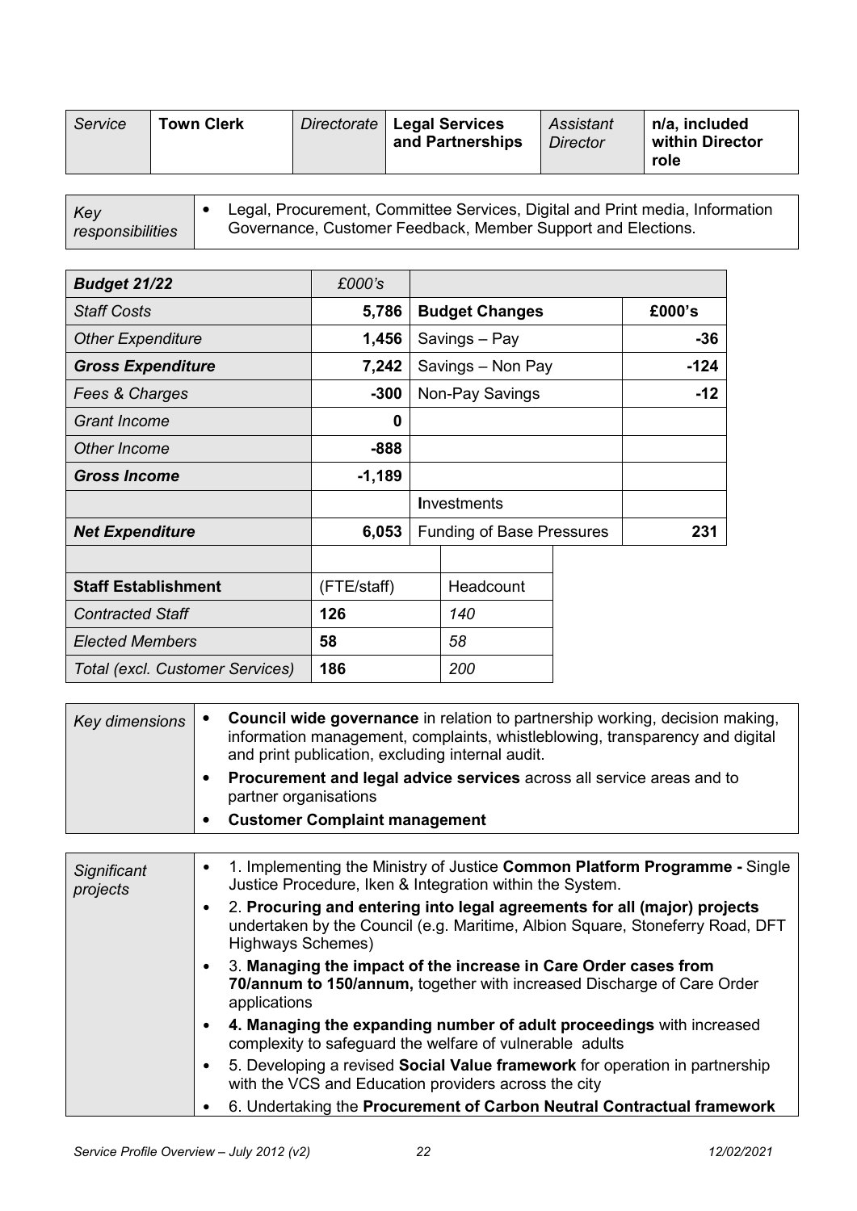| *Service* | **Town Clerk** | *Directorate* | **Legal Services and Partnerships** | *Assistant Director* | **n/a, included within Director role** |
|---|---|---|---|---|---|

| *Key responsibilities* | • Legal, Procurement, Committee Services, Digital and Print media, Information Governance, Customer Feedback, Member Support and Elections. |
|---|---|

| ***Budget 21/22*** | *£000's* | | |
|---|---|---|---|
| *Staff Costs* | **5,786** | **Budget Changes** | **£000's** |
| *Other Expenditure* | **1,456** | Savings – Pay | **-36** |
| ***Gross Expenditure*** | **7,242** | Savings – Non Pay | **-124** |
| *Fees & Charges* | **-300** | Non-Pay Savings | **-12** |
| *Grant Income* | **0** | | |
| *Other Income* | **-888** | | |
| ***Gross Income*** | **-1,189** | | |
| | | **I**nvestments | |
| ***Net Expenditure*** | **6,053** | Funding of Base Pressures | **231** |

| **Staff Establishment** | (FTE/staff) | Headcount |
|---|---|---|
| *Contracted Staff* | **126** | *140* |
| *Elected Members* | **58** | *58* |
| *Total (excl. Customer Services)* | **186** | *200* |

| *Key dimensions* | • **Council wide governance** in relation to partnership working, decision making, information management, complaints, whistleblowing, transparency and digital and print publication, excluding internal audit.<br>• **Procurement and legal advice services** across all service areas and to partner organisations<br>• **Customer Complaint management** |
|---|---|

| *Significant projects* | • 1. Implementing the Ministry of Justice **Common Platform Programme -** Single Justice Procedure, Iken & Integration within the System.<br>• 2. **Procuring and entering into legal agreements for all (major) projects** undertaken by the Council (e.g. Maritime, Albion Square, Stoneferry Road, DFT Highways Schemes)<br>• 3. **Managing the impact of the increase in Care Order cases from 70/annum to 150/annum,** together with increased Discharge of Care Order applications<br>• **4. Managing the expanding number of adult proceedings** with increased complexity to safeguard the welfare of vulnerable adults<br>• 5. Developing a revised **Social Value framework** for operation in partnership with the VCS and Education providers across the city<br>• 6. Undertaking the **Procurement of Carbon Neutral Contractual framework** |
|---|---|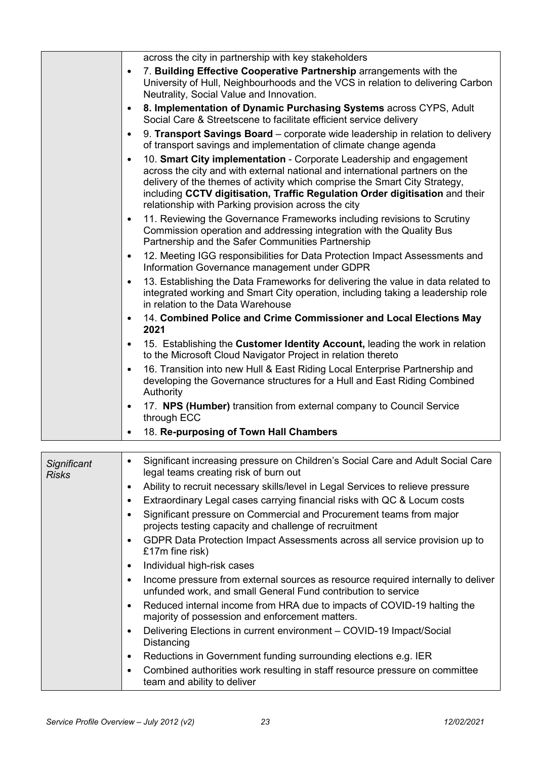| | |
|---|---|
| | across the city in partnership with key stakeholders<br>• 7. **Building Effective Cooperative Partnership** arrangements with the University of Hull, Neighbourhoods and the VCS in relation to delivering Carbon Neutrality, Social Value and Innovation.<br>• **8. Implementation of Dynamic Purchasing Systems** across CYPS, Adult Social Care & Streetscene to facilitate efficient service delivery<br>• 9. **Transport Savings Board** – corporate wide leadership in relation to delivery of transport savings and implementation of climate change agenda<br>• 10. **Smart City implementation** - Corporate Leadership and engagement across the city and with external national and international partners on the delivery of the themes of activity which comprise the Smart City Strategy, including **CCTV digitisation, Traffic Regulation Order digitisation** and their relationship with Parking provision across the city<br>• 11. Reviewing the Governance Frameworks including revisions to Scrutiny Commission operation and addressing integration with the Quality Bus Partnership and the Safer Communities Partnership<br>• 12. Meeting IGG responsibilities for Data Protection Impact Assessments and Information Governance management under GDPR<br>• 13. Establishing the Data Frameworks for delivering the value in data related to integrated working and Smart City operation, including taking a leadership role in relation to the Data Warehouse<br>• 14. **Combined Police and Crime Commissioner and Local Elections May 2021**<br>• 15. Establishing the **Customer Identity Account,** leading the work in relation to the Microsoft Cloud Navigator Project in relation thereto<br>• 16. Transition into new Hull & East Riding Local Enterprise Partnership and developing the Governance structures for a Hull and East Riding Combined Authority<br>• 17. **NPS (Humber)** transition from external company to Council Service through ECC<br>• 18. **Re-purposing of Town Hall Chambers** |

| | |
|---|---|
| *Significant Risks* | • Significant increasing pressure on Children's Social Care and Adult Social Care legal teams creating risk of burn out<br>• Ability to recruit necessary skills/level in Legal Services to relieve pressure<br>• Extraordinary Legal cases carrying financial risks with QC & Locum costs<br>• Significant pressure on Commercial and Procurement teams from major projects testing capacity and challenge of recruitment<br>• GDPR Data Protection Impact Assessments across all service provision up to £17m fine risk)<br>• Individual high-risk cases<br>• Income pressure from external sources as resource required internally to deliver unfunded work, and small General Fund contribution to service<br>• Reduced internal income from HRA due to impacts of COVID-19 halting the majority of possession and enforcement matters.<br>• Delivering Elections in current environment – COVID-19 Impact/Social Distancing<br>• Reductions in Government funding surrounding elections e.g. IER<br>• Combined authorities work resulting in staff resource pressure on committee team and ability to deliver |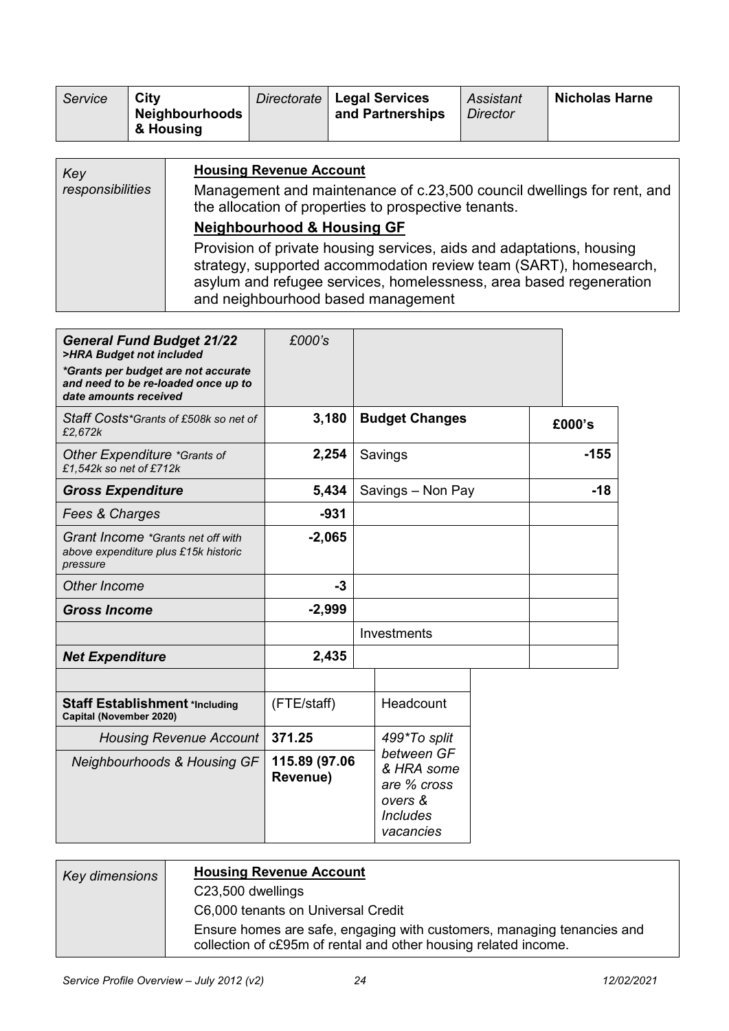| *Service* | **City Neighbourhoods & Housing** | *Directorate* | **Legal Services and Partnerships** | *Assistant Director* | **Nicholas Harne** |
|---|---|---|---|---|---|

| *Key responsibilities* | **Housing Revenue Account**<br>Management and maintenance of c.23,500 council dwellings for rent, and the allocation of properties to prospective tenants.<br>**Neighbourhood & Housing GF**<br>Provision of private housing services, aids and adaptations, housing strategy, supported accommodation review team (SART), homesearch, asylum and refugee services, homelessness, area based regeneration and neighbourhood based management |
|---|---|

| ***General Fund Budget 21/22*** ***>HRA Budget not included*** ****Grants per budget are not accurate and need to be re-loaded once up to date amounts received*** | *£000's* | | |
|---|---|---|---|
| *Staff Costs\*Grants of £508k so net of £2,672k* | **3,180** | **Budget Changes** | **£000's** |
| *Other Expenditure \*Grants of £1,542k so net of £712k* | **2,254** | Savings | **-155** |
| ***Gross Expenditure*** | **5,434** | Savings – Non Pay | **-18** |
| *Fees & Charges* | **-931** | | |
| *Grant Income \*Grants net off with above expenditure plus £15k historic pressure* | **-2,065** | | |
| *Other Income* | **-3** | | |
| ***Gross Income*** | **-2,999** | | |
| | | Investments | |
| ***Net Expenditure*** | **2,435** | | |

| **Staff Establishment \*Including Capital (November 2020)** | (FTE/staff) | Headcount |
|---|---|---|
| *Housing Revenue Account* | **371.25** | *499\*To split between GF & HRA some are % cross overs & Includes vacancies* |
| *Neighbourhoods & Housing GF* | **115.89 (97.06 Revenue)** | |

| *Key dimensions* | **Housing Revenue Account**<br>C23,500 dwellings<br>C6,000 tenants on Universal Credit<br>Ensure homes are safe, engaging with customers, managing tenancies and collection of c£95m of rental and other housing related income. |
|---|---|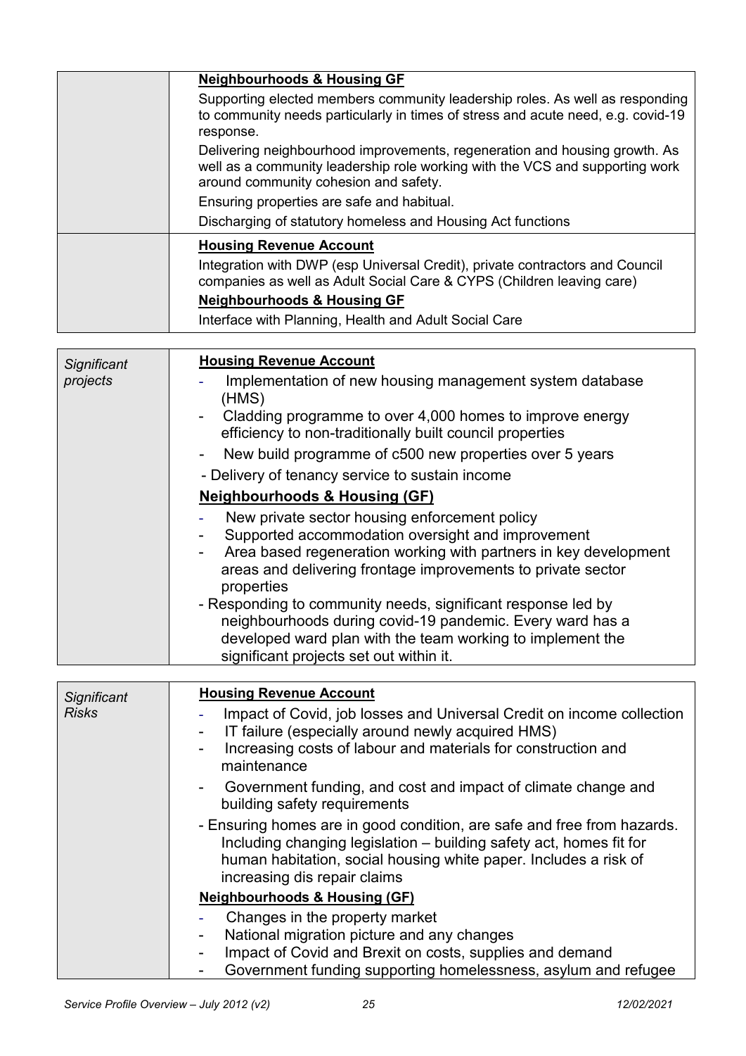| | |
|---|---|
| | **Neighbourhoods & Housing GF**<br>Supporting elected members community leadership roles. As well as responding to community needs particularly in times of stress and acute need, e.g. covid-19 response.<br>Delivering neighbourhood improvements, regeneration and housing growth. As well as a community leadership role working with the VCS and supporting work around community cohesion and safety.<br>Ensuring properties are safe and habitual.<br>Discharging of statutory homeless and Housing Act functions |
| | **Housing Revenue Account**<br>Integration with DWP (esp Universal Credit), private contractors and Council companies as well as Adult Social Care & CYPS (Children leaving care)<br>**Neighbourhoods & Housing GF**<br>Interface with Planning, Health and Adult Social Care |

| | |
|---|---|
| *Significant projects* | **Housing Revenue Account**<br>- Implementation of new housing management system database (HMS)<br>- Cladding programme to over 4,000 homes to improve energy efficiency to non-traditionally built council properties<br>- New build programme of c500 new properties over 5 years<br>- Delivery of tenancy service to sustain income<br>**Neighbourhoods & Housing (GF)**<br>- New private sector housing enforcement policy<br>- Supported accommodation oversight and improvement<br>- Area based regeneration working with partners in key development areas and delivering frontage improvements to private sector properties<br>- Responding to community needs, significant response led by neighbourhoods during covid-19 pandemic. Every ward has a developed ward plan with the team working to implement the significant projects set out within it. |

| | |
|---|---|
| *Significant Risks* | **Housing Revenue Account**<br>- Impact of Covid, job losses and Universal Credit on income collection<br>- IT failure (especially around newly acquired HMS)<br>- Increasing costs of labour and materials for construction and maintenance<br>- Government funding, and cost and impact of climate change and building safety requirements<br>- Ensuring homes are in good condition, are safe and free from hazards. Including changing legislation – building safety act, homes fit for human habitation, social housing white paper. Includes a risk of increasing dis repair claims<br>**Neighbourhoods & Housing (GF)**<br>- Changes in the property market<br>- National migration picture and any changes<br>- Impact of Covid and Brexit on costs, supplies and demand<br>- Government funding supporting homelessness, asylum and refugee |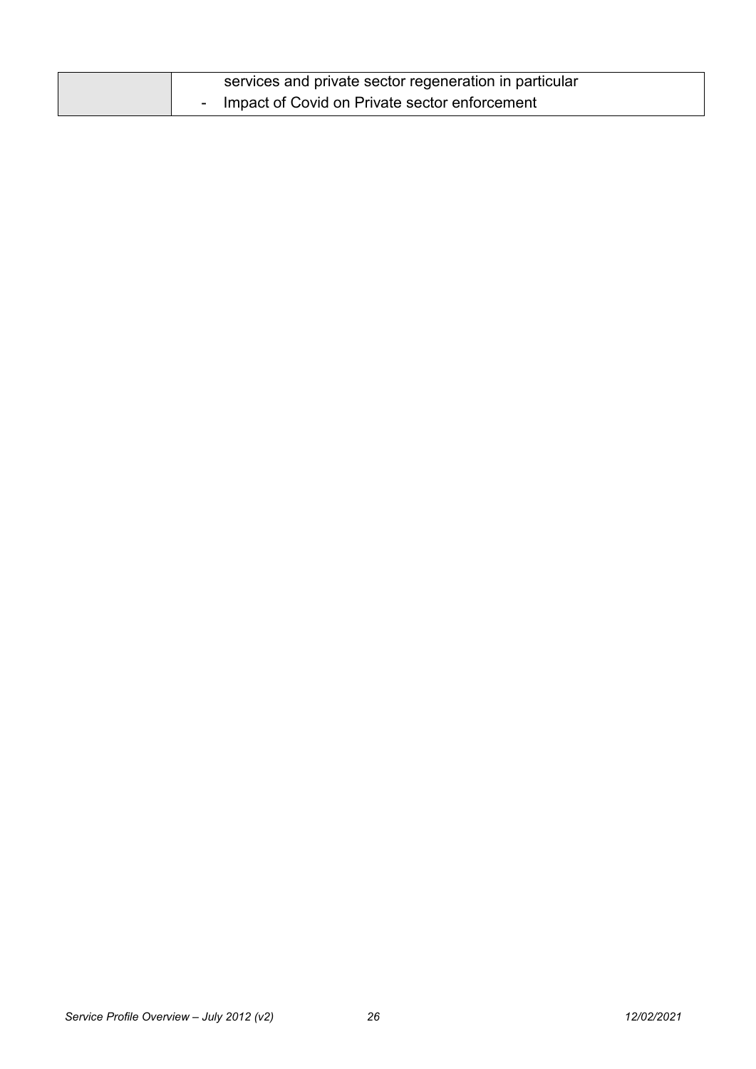|  |  |
| --- | --- |
|  | services and private sector regeneration in particular<br>- Impact of Covid on Private sector enforcement |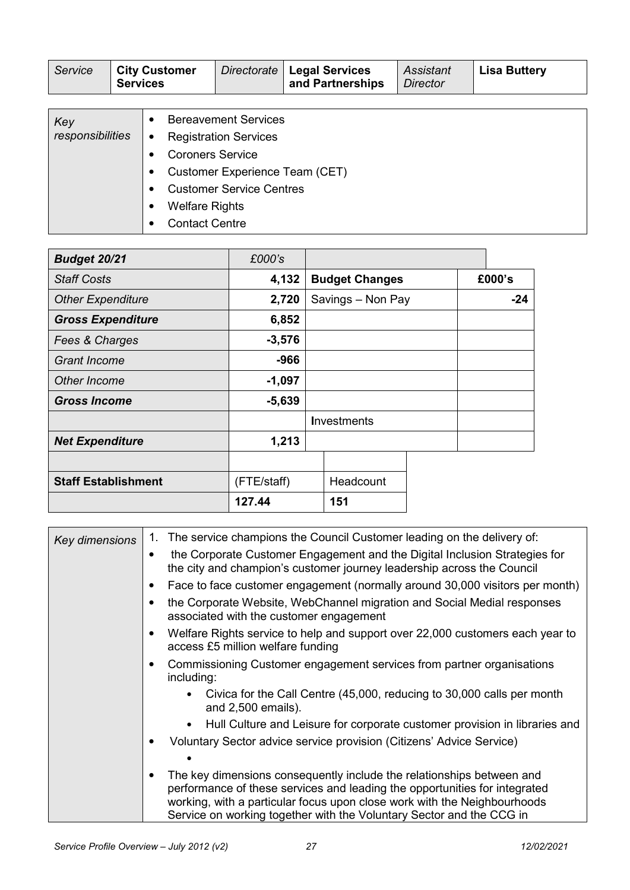| Service | City Customer Services | Directorate | Legal Services and Partnerships | Assistant Director | Lisa Buttery |
|---|---|---|---|---|---|

| Key responsibilities | <ul><li>Bereavement Services</li><li>Registration Services</li><li>Coroners Service</li><li>Customer Experience Team (CET)</li><li>Customer Service Centres</li><li>Welfare Rights</li><li>Contact Centre</li></ul> |
|---|---|

| **Budget 20/21** | *£000's* | | |
|---|---|---|---|
| *Staff Costs* | **4,132** | **Budget Changes** | **£000's** |
| *Other Expenditure* | **2,720** | Savings – Non Pay | **-24** |
| ***Gross Expenditure*** | **6,852** | | |
| *Fees & Charges* | **-3,576** | | |
| *Grant Income* | **-966** | | |
| *Other Income* | **-1,097** | | |
| ***Gross Income*** | **-5,639** | | |
| | | Investments | |
| ***Net Expenditure*** | **1,213** | | |
| | | | |
| **Staff Establishment** | (FTE/staff) | Headcount | |
| | **127.44** | **151** | |

| Key dimensions | Details |
|---|---|
| | 1. The service champions the Council Customer leading on the delivery of:<ul><li>the Corporate Customer Engagement and the Digital Inclusion Strategies for the city and champion's customer journey leadership across the Council</li><li>Face to face customer engagement (normally around 30,000 visitors per month)</li><li>the Corporate Website, WebChannel migration and Social Medial responses associated with the customer engagement</li><li>Welfare Rights service to help and support over 22,000 customers each year to access £5 million welfare funding</li><li>Commissioning Customer engagement services from partner organisations including:<ul><li>Civica for the Call Centre (45,000, reducing to 30,000 calls per month and 2,500 emails).</li><li>Hull Culture and Leisure for corporate customer provision in libraries and</li></ul></li><li>Voluntary Sector advice service provision (Citizens' Advice Service)<ul><li></li></ul></li><li>The key dimensions consequently include the relationships between and performance of these services and leading the opportunities for integrated working, with a particular focus upon close work with the Neighbourhoods Service on working together with the Voluntary Sector and the CCG in</li></ul> |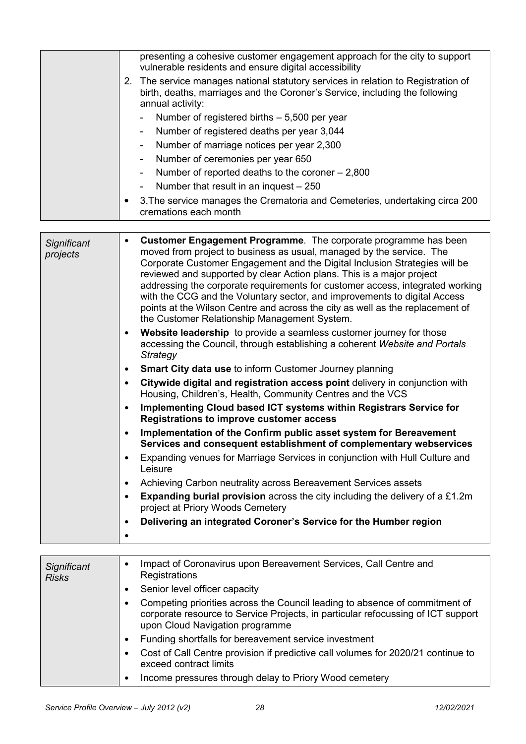| | |
|---|---|
| | presenting a cohesive customer engagement approach for the city to support vulnerable residents and ensure digital accessibility<br>2. The service manages national statutory services in relation to Registration of birth, deaths, marriages and the Coroner's Service, including the following annual activity:<br>- Number of registered births – 5,500 per year<br>- Number of registered deaths per year 3,044<br>- Number of marriage notices per year 2,300<br>- Number of ceremonies per year 650<br>- Number of reported deaths to the coroner – 2,800<br>- Number that result in an inquest – 250<br>• 3.The service manages the Crematoria and Cemeteries, undertaking circa 200 cremations each month |

| | |
|---|---|
| *Significant projects* | • **Customer Engagement Programme**. The corporate programme has been moved from project to business as usual, managed by the service. The Corporate Customer Engagement and the Digital Inclusion Strategies will be reviewed and supported by clear Action plans. This is a major project addressing the corporate requirements for customer access, integrated working with the CCG and the Voluntary sector, and improvements to digital Access points at the Wilson Centre and across the city as well as the replacement of the Customer Relationship Management System.<br>• **Website leadership** to provide a seamless customer journey for those accessing the Council, through establishing a coherent *Website and Portals Strategy*<br>• **Smart City data use** to inform Customer Journey planning<br>• **Citywide digital and registration access point** delivery in conjunction with Housing, Children's, Health, Community Centres and the VCS<br>• **Implementing Cloud based ICT systems within Registrars Service for Registrations to improve customer access**<br>• **Implementation of the Confirm public asset system for Bereavement Services and consequent establishment of complementary webservices**<br>• Expanding venues for Marriage Services in conjunction with Hull Culture and Leisure<br>• Achieving Carbon neutrality across Bereavement Services assets<br>• **Expanding burial provision** across the city including the delivery of a £1.2m project at Priory Woods Cemetery<br>• **Delivering an integrated Coroner's Service for the Humber region**<br>• |

| | |
|---|---|
| *Significant Risks* | • Impact of Coronavirus upon Bereavement Services, Call Centre and Registrations<br>• Senior level officer capacity<br>• Competing priorities across the Council leading to absence of commitment of corporate resource to Service Projects, in particular refocussing of ICT support upon Cloud Navigation programme<br>• Funding shortfalls for bereavement service investment<br>• Cost of Call Centre provision if predictive call volumes for 2020/21 continue to exceed contract limits<br>• Income pressures through delay to Priory Wood cemetery |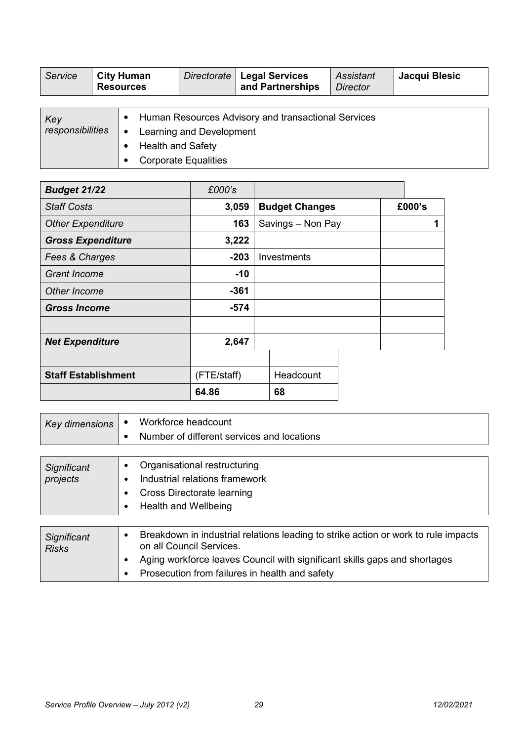| *Service* | **City Human Resources** | *Directorate* | **Legal Services and Partnerships** | *Assistant Director* | **Jacqui Blesic** |
|---|---|---|---|---|---|

| *Key responsibilities* | • Human Resources Advisory and transactional Services<br>• Learning and Development<br>• Health and Safety<br>• Corporate Equalities |
|---|---|

| ***Budget 21/22*** | *£000's* | | |
|---|---|---|---|
| *Staff Costs* | **3,059** | **Budget Changes** | **£000's** |
| *Other Expenditure* | **163** | Savings – Non Pay | **1** |
| ***Gross Expenditure*** | **3,222** | | |
| *Fees & Charges* | **-203** | Investments | |
| *Grant Income* | **-10** | | |
| *Other Income* | **-361** | | |
| ***Gross Income*** | **-574** | | |
| | | | |
| ***Net Expenditure*** | **2,647** | | |

| **Staff Establishment** | (FTE/staff) | Headcount |
|---|---|---|
| | **64.86** | **68** |

| *Key dimensions* | • Workforce headcount<br>• Number of different services and locations |
|---|---|

| *Significant projects* | • Organisational restructuring<br>• Industrial relations framework<br>• Cross Directorate learning<br>• Health and Wellbeing |
|---|---|

| *Significant Risks* | • Breakdown in industrial relations leading to strike action or work to rule impacts on all Council Services.<br>• Aging workforce leaves Council with significant skills gaps and shortages<br>• Prosecution from failures in health and safety |
|---|---|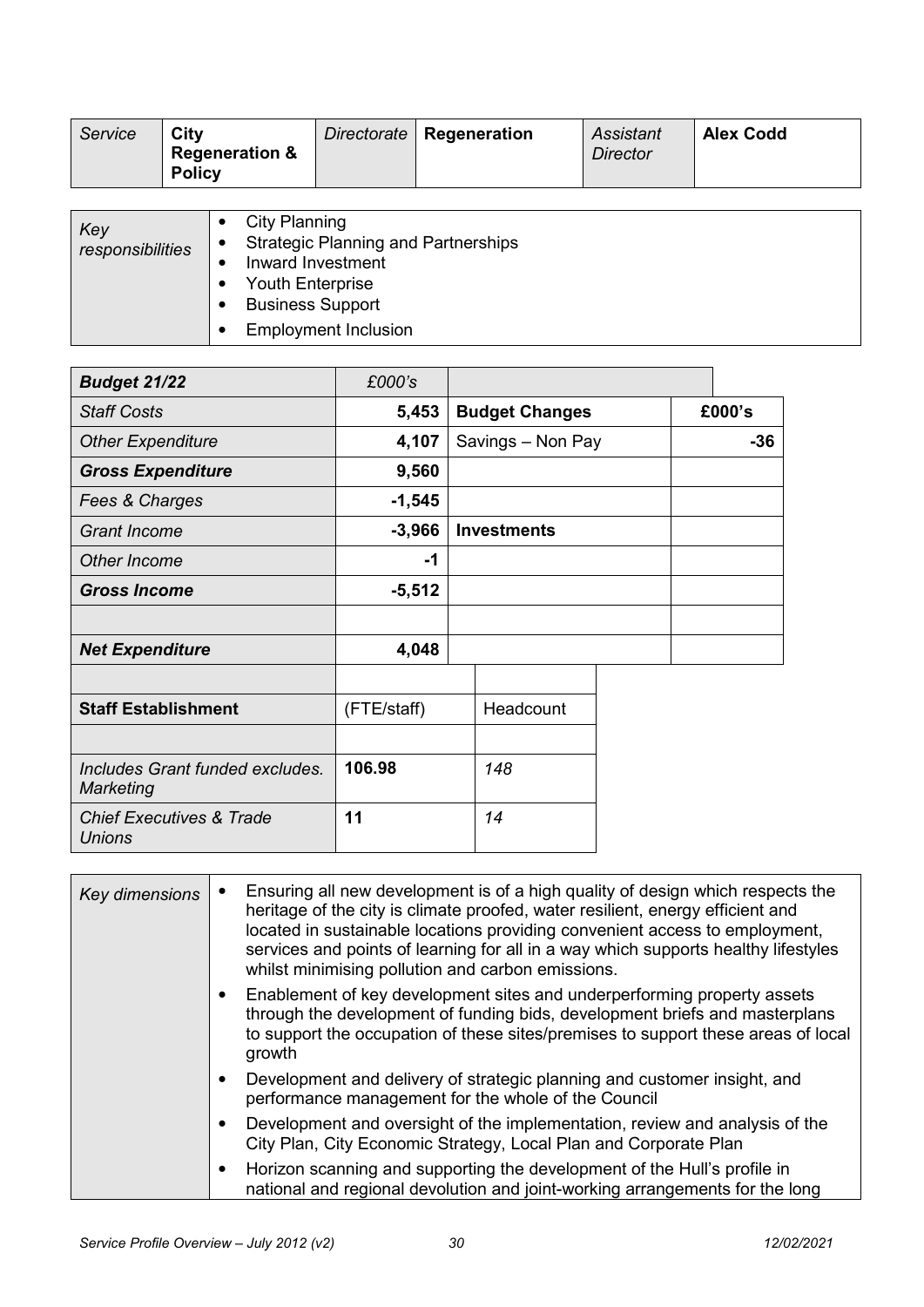| Service | City Regeneration & Policy | Directorate | Regeneration | Assistant Director | Alex Codd |
|---|---|---|---|---|---|

| Key responsibilities | |
|---|---|
| | • City Planning<br>• Strategic Planning and Partnerships<br>• Inward Investment<br>• Youth Enterprise<br>• Business Support<br>• Employment Inclusion |

| Budget 21/22 | £000's | | |
|---|---|---|---|
| Staff Costs | 5,453 | **Budget Changes** | **£000's** |
| Other Expenditure | 4,107 | Savings – Non Pay | -36 |
| **Gross Expenditure** | 9,560 | | |
| Fees & Charges | -1,545 | | |
| Grant Income | -3,966 | **Investments** | |
| Other Income | -1 | | |
| **Gross Income** | -5,512 | | |
| | | | |
| **Net Expenditure** | 4,048 | | |

| **Staff Establishment** | (FTE/staff) | Headcount |
|---|---|---|
| | | |
| Includes Grant funded excludes. Marketing | **106.98** | 148 |
| Chief Executives & Trade Unions | **11** | 14 |

| Key dimensions | |
|---|---|
| | • Ensuring all new development is of a high quality of design which respects the heritage of the city is climate proofed, water resilient, energy efficient and located in sustainable locations providing convenient access to employment, services and points of learning for all in a way which supports healthy lifestyles whilst minimising pollution and carbon emissions.<br>• Enablement of key development sites and underperforming property assets through the development of funding bids, development briefs and masterplans to support the occupation of these sites/premises to support these areas of local growth<br>• Development and delivery of strategic planning and customer insight, and performance management for the whole of the Council<br>• Development and oversight of the implementation, review and analysis of the City Plan, City Economic Strategy, Local Plan and Corporate Plan<br>• Horizon scanning and supporting the development of the Hull's profile in national and regional devolution and joint-working arrangements for the long |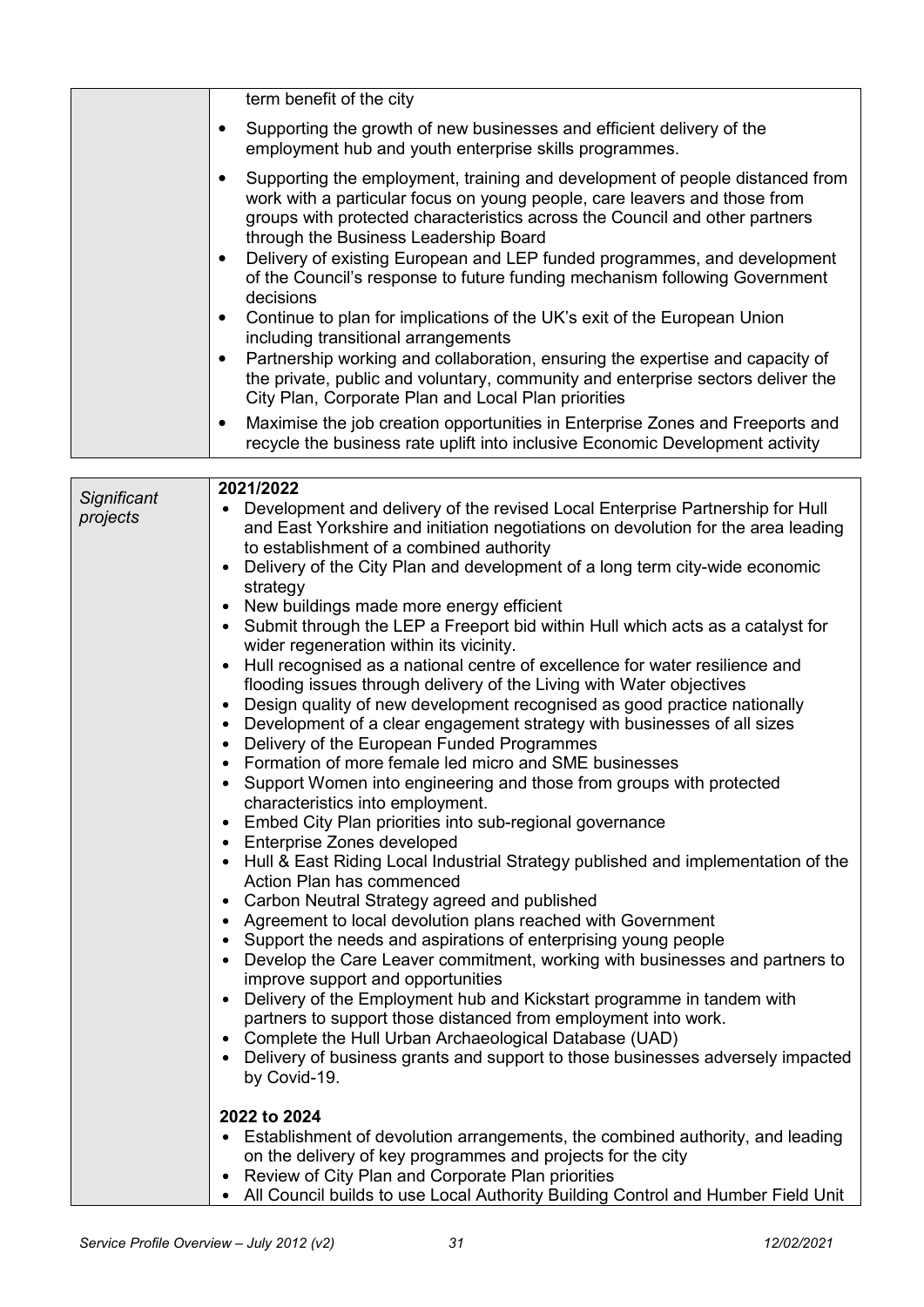| | |
|---|---|
| | term benefit of the city<br>• Supporting the growth of new businesses and efficient delivery of the employment hub and youth enterprise skills programmes.<br>• Supporting the employment, training and development of people distanced from work with a particular focus on young people, care leavers and those from groups with protected characteristics across the Council and other partners through the Business Leadership Board<br>• Delivery of existing European and LEP funded programmes, and development of the Council's response to future funding mechanism following Government decisions<br>• Continue to plan for implications of the UK's exit of the European Union including transitional arrangements<br>• Partnership working and collaboration, ensuring the expertise and capacity of the private, public and voluntary, community and enterprise sectors deliver the City Plan, Corporate Plan and Local Plan priorities<br>• Maximise the job creation opportunities in Enterprise Zones and Freeports and recycle the business rate uplift into inclusive Economic Development activity |

| | |
|---|---|
| *Significant projects* | **2021/2022**<br>• Development and delivery of the revised Local Enterprise Partnership for Hull and East Yorkshire and initiation negotiations on devolution for the area leading to establishment of a combined authority<br>• Delivery of the City Plan and development of a long term city-wide economic strategy<br>• New buildings made more energy efficient<br>• Submit through the LEP a Freeport bid within Hull which acts as a catalyst for wider regeneration within its vicinity.<br>• Hull recognised as a national centre of excellence for water resilience and flooding issues through delivery of the Living with Water objectives<br>• Design quality of new development recognised as good practice nationally<br>• Development of a clear engagement strategy with businesses of all sizes<br>• Delivery of the European Funded Programmes<br>• Formation of more female led micro and SME businesses<br>• Support Women into engineering and those from groups with protected characteristics into employment.<br>• Embed City Plan priorities into sub-regional governance<br>• Enterprise Zones developed<br>• Hull & East Riding Local Industrial Strategy published and implementation of the Action Plan has commenced<br>• Carbon Neutral Strategy agreed and published<br>• Agreement to local devolution plans reached with Government<br>• Support the needs and aspirations of enterprising young people<br>• Develop the Care Leaver commitment, working with businesses and partners to improve support and opportunities<br>• Delivery of the Employment hub and Kickstart programme in tandem with partners to support those distanced from employment into work.<br>• Complete the Hull Urban Archaeological Database (UAD)<br>• Delivery of business grants and support to those businesses adversely impacted by Covid-19.<br><br>**2022 to 2024**<br>• Establishment of devolution arrangements, the combined authority, and leading on the delivery of key programmes and projects for the city<br>• Review of City Plan and Corporate Plan priorities<br>• All Council builds to use Local Authority Building Control and Humber Field Unit |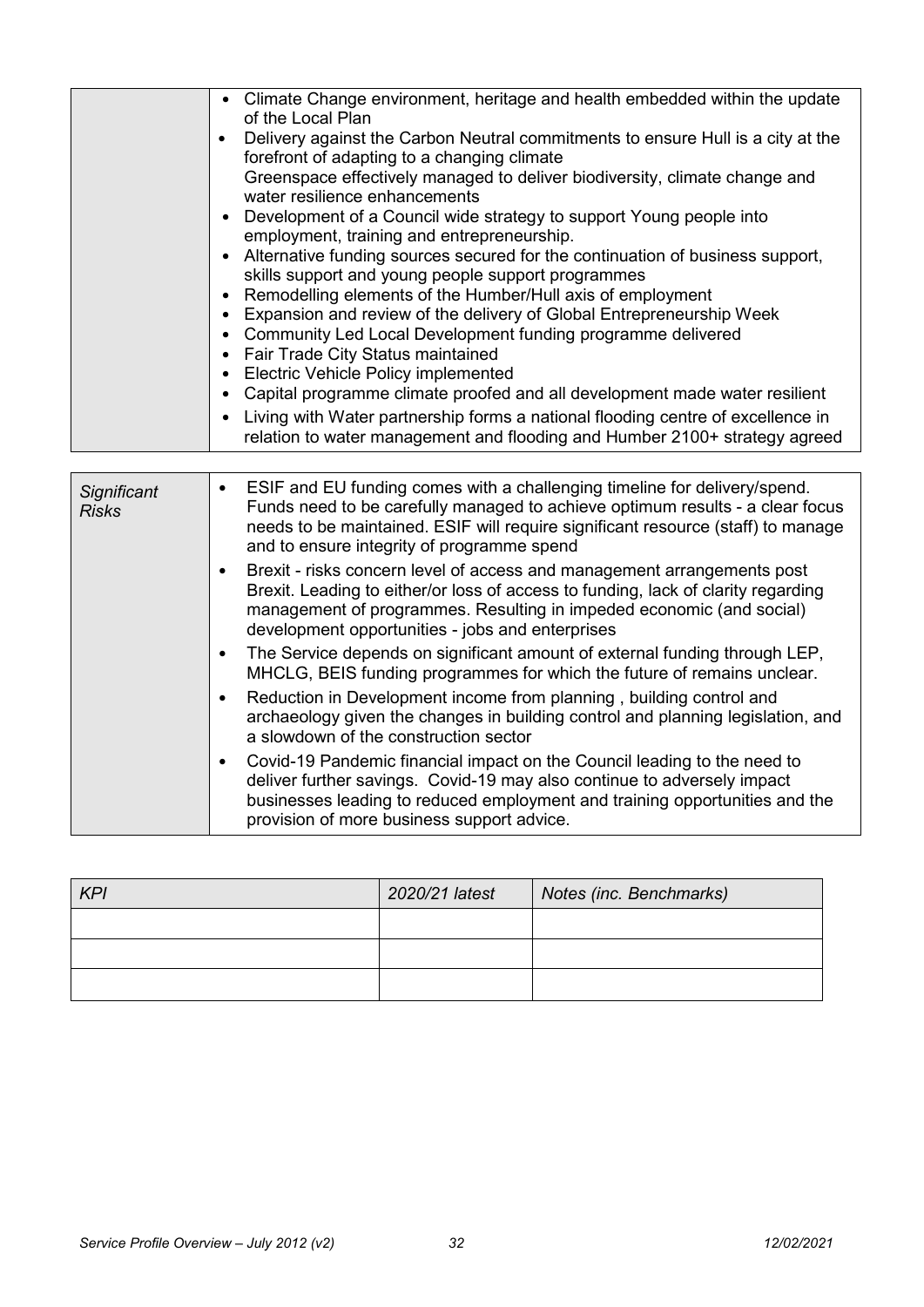| | |
|---|---|
| | • Climate Change environment, heritage and health embedded within the update of the Local Plan<br>• Delivery against the Carbon Neutral commitments to ensure Hull is a city at the forefront of adapting to a changing climate<br>Greenspace effectively managed to deliver biodiversity, climate change and water resilience enhancements<br>• Development of a Council wide strategy to support Young people into employment, training and entrepreneurship.<br>• Alternative funding sources secured for the continuation of business support, skills support and young people support programmes<br>• Remodelling elements of the Humber/Hull axis of employment<br>• Expansion and review of the delivery of Global Entrepreneurship Week<br>• Community Led Local Development funding programme delivered<br>• Fair Trade City Status maintained<br>• Electric Vehicle Policy implemented<br>• Capital programme climate proofed and all development made water resilient<br>• Living with Water partnership forms a national flooding centre of excellence in relation to water management and flooding and Humber 2100+ strategy agreed |

| | |
|---|---|
| *Significant Risks* | • ESIF and EU funding comes with a challenging timeline for delivery/spend. Funds need to be carefully managed to achieve optimum results - a clear focus needs to be maintained. ESIF will require significant resource (staff) to manage and to ensure integrity of programme spend<br>• Brexit - risks concern level of access and management arrangements post Brexit. Leading to either/or loss of access to funding, lack of clarity regarding management of programmes. Resulting in impeded economic (and social) development opportunities - jobs and enterprises<br>• The Service depends on significant amount of external funding through LEP, MHCLG, BEIS funding programmes for which the future of remains unclear.<br>• Reduction in Development income from planning , building control and archaeology given the changes in building control and planning legislation, and a slowdown of the construction sector<br>• Covid-19 Pandemic financial impact on the Council leading to the need to deliver further savings. Covid-19 may also continue to adversely impact businesses leading to reduced employment and training opportunities and the provision of more business support advice. |

| *KPI* | *2020/21 latest* | *Notes (inc. Benchmarks)* |
|---|---|---|
| | | |
| | | |
| | | |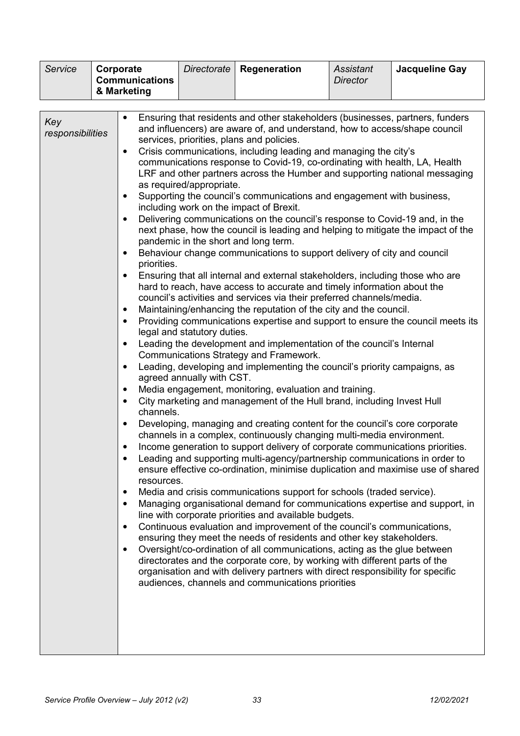| *Service* | **Corporate Communications & Marketing** | *Directorate* | **Regeneration** | *Assistant Director* | **Jacqueline Gay** |
|---|---|---|---|---|---|

| *Key responsibilities* | |
|---|---|
| | • Ensuring that residents and other stakeholders (businesses, partners, funders and influencers) are aware of, and understand, how to access/shape council services, priorities, plans and policies.<br>• Crisis communications, including leading and managing the city's communications response to Covid-19, co-ordinating with health, LA, Health LRF and other partners across the Humber and supporting national messaging as required/appropriate.<br>• Supporting the council's communications and engagement with business, including work on the impact of Brexit.<br>• Delivering communications on the council's response to Covid-19 and, in the next phase, how the council is leading and helping to mitigate the impact of the pandemic in the short and long term.<br>• Behaviour change communications to support delivery of city and council priorities.<br>• Ensuring that all internal and external stakeholders, including those who are hard to reach, have access to accurate and timely information about the council's activities and services via their preferred channels/media.<br>• Maintaining/enhancing the reputation of the city and the council.<br>• Providing communications expertise and support to ensure the council meets its legal and statutory duties.<br>• Leading the development and implementation of the council's Internal Communications Strategy and Framework.<br>• Leading, developing and implementing the council's priority campaigns, as agreed annually with CST.<br>• Media engagement, monitoring, evaluation and training.<br>• City marketing and management of the Hull brand, including Invest Hull channels.<br>• Developing, managing and creating content for the council's core corporate channels in a complex, continuously changing multi-media environment.<br>• Income generation to support delivery of corporate communications priorities.<br>• Leading and supporting multi-agency/partnership communications in order to ensure effective co-ordination, minimise duplication and maximise use of shared resources.<br>• Media and crisis communications support for schools (traded service).<br>• Managing organisational demand for communications expertise and support, in line with corporate priorities and available budgets.<br>• Continuous evaluation and improvement of the council's communications, ensuring they meet the needs of residents and other key stakeholders.<br>• Oversight/co-ordination of all communications, acting as the glue between directorates and the corporate core, by working with different parts of the organisation and with delivery partners with direct responsibility for specific audiences, channels and communications priorities |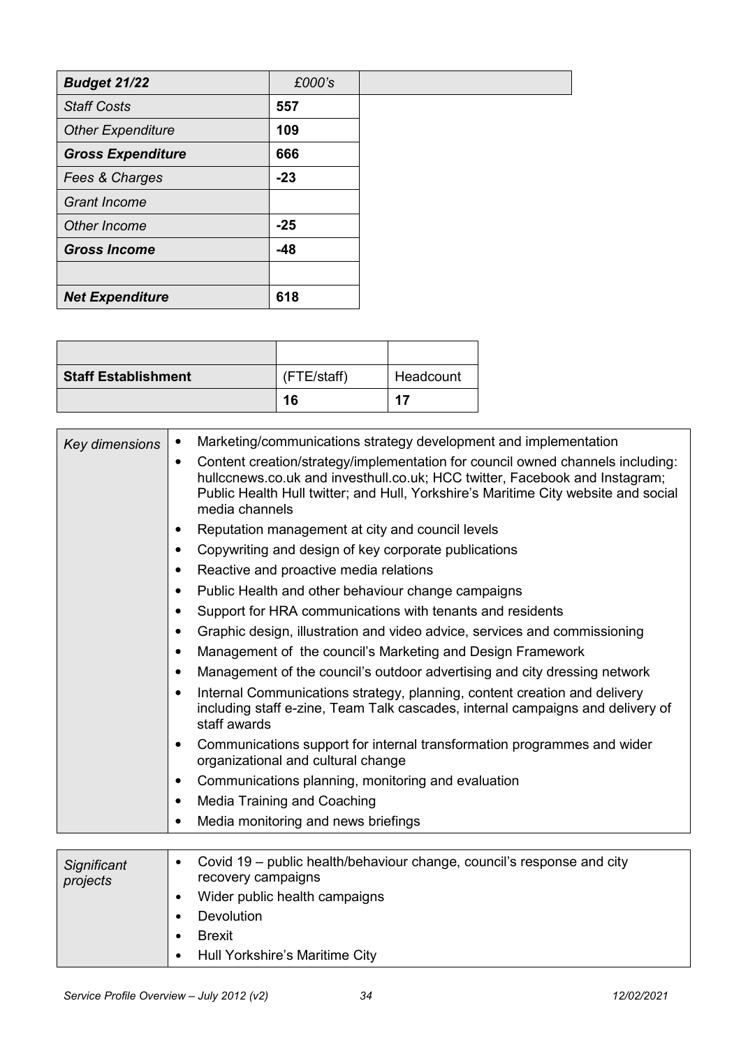| ***Budget 21/22*** | *£000's* | |
|---|---|---|
| *Staff Costs* | **557** | |
| *Other Expenditure* | **109** | |
| ***Gross Expenditure*** | **666** | |
| *Fees & Charges* | **-23** | |
| *Grant Income* | | |
| *Other Income* | **-25** | |
| ***Gross Income*** | **-48** | |
| | | |
| ***Net Expenditure*** | **618** | |

| | | |
|---|---|---|
| **Staff Establishment** | (FTE/staff) | Headcount |
| | **16** | **17** |

| | |
|---|---|
| *Key dimensions* | • Marketing/communications strategy development and implementation<br>• Content creation/strategy/implementation for council owned channels including: hullccnews.co.uk and investhull.co.uk; HCC twitter, Facebook and Instagram; Public Health Hull twitter; and Hull, Yorkshire's Maritime City website and social media channels<br>• Reputation management at city and council levels<br>• Copywriting and design of key corporate publications<br>• Reactive and proactive media relations<br>• Public Health and other behaviour change campaigns<br>• Support for HRA communications with tenants and residents<br>• Graphic design, illustration and video advice, services and commissioning<br>• Management of the council's Marketing and Design Framework<br>• Management of the council's outdoor advertising and city dressing network<br>• Internal Communications strategy, planning, content creation and delivery including staff e-zine, Team Talk cascades, internal campaigns and delivery of staff awards<br>• Communications support for internal transformation programmes and wider organizational and cultural change<br>• Communications planning, monitoring and evaluation<br>• Media Training and Coaching<br>• Media monitoring and news briefings |

| | |
|---|---|
| *Significant projects* | • Covid 19 – public health/behaviour change, council's response and city recovery campaigns<br>• Wider public health campaigns<br>• Devolution<br>• Brexit<br>• Hull Yorkshire's Maritime City |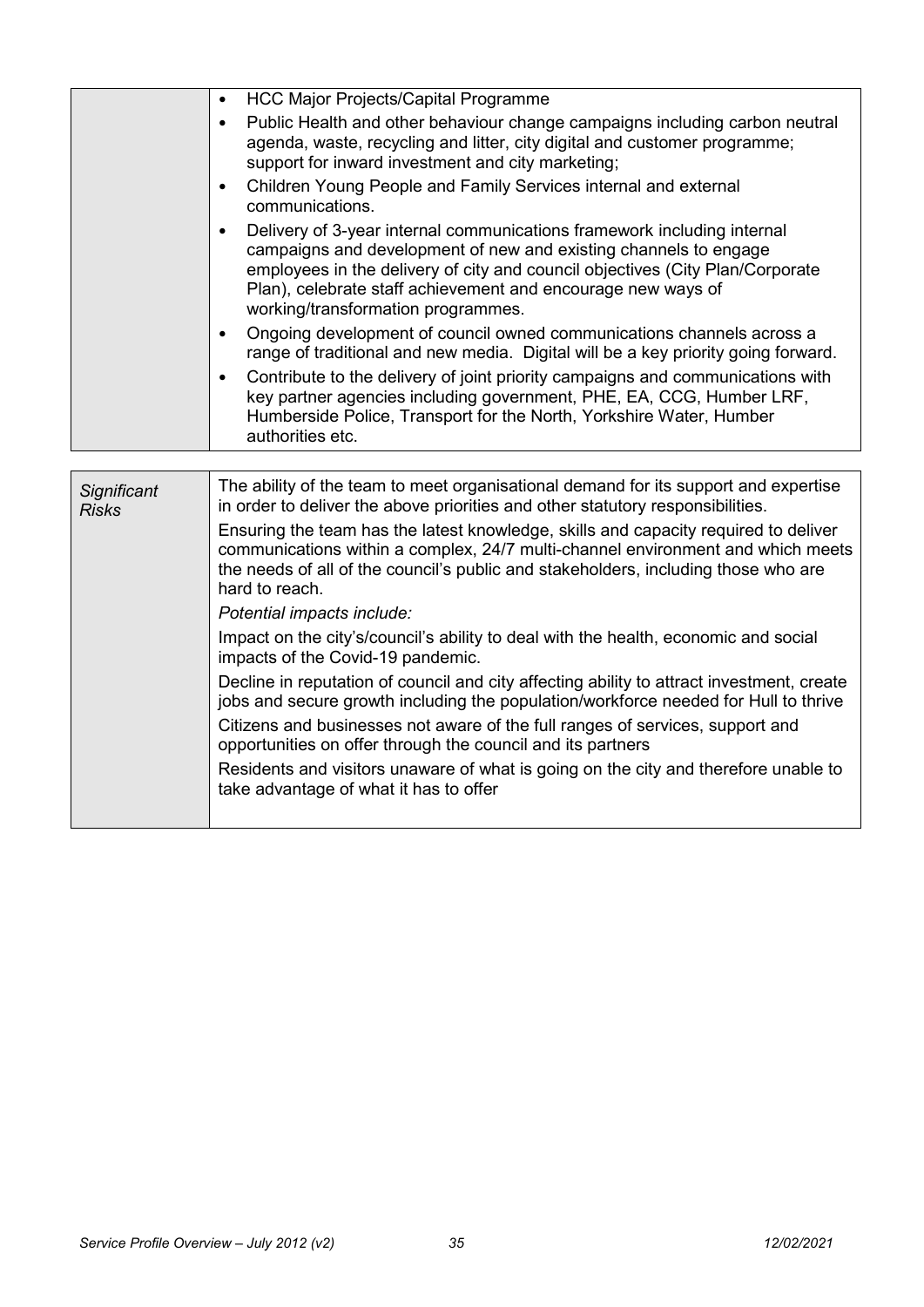| | |
|---|---|
| | • HCC Major Projects/Capital Programme<br>• Public Health and other behaviour change campaigns including carbon neutral agenda, waste, recycling and litter, city digital and customer programme; support for inward investment and city marketing;<br>• Children Young People and Family Services internal and external communications.<br>• Delivery of 3-year internal communications framework including internal campaigns and development of new and existing channels to engage employees in the delivery of city and council objectives (City Plan/Corporate Plan), celebrate staff achievement and encourage new ways of working/transformation programmes.<br>• Ongoing development of council owned communications channels across a range of traditional and new media. Digital will be a key priority going forward.<br>• Contribute to the delivery of joint priority campaigns and communications with key partner agencies including government, PHE, EA, CCG, Humber LRF, Humberside Police, Transport for the North, Yorkshire Water, Humber authorities etc. |

| | |
|---|---|
| *Significant Risks* | The ability of the team to meet organisational demand for its support and expertise in order to deliver the above priorities and other statutory responsibilities.<br><br>Ensuring the team has the latest knowledge, skills and capacity required to deliver communications within a complex, 24/7 multi-channel environment and which meets the needs of all of the council's public and stakeholders, including those who are hard to reach.<br><br>*Potential impacts include:*<br><br>Impact on the city's/council's ability to deal with the health, economic and social impacts of the Covid-19 pandemic.<br><br>Decline in reputation of council and city affecting ability to attract investment, create jobs and secure growth including the population/workforce needed for Hull to thrive<br><br>Citizens and businesses not aware of the full ranges of services, support and opportunities on offer through the council and its partners<br><br>Residents and visitors unaware of what is going on the city and therefore unable to take advantage of what it has to offer |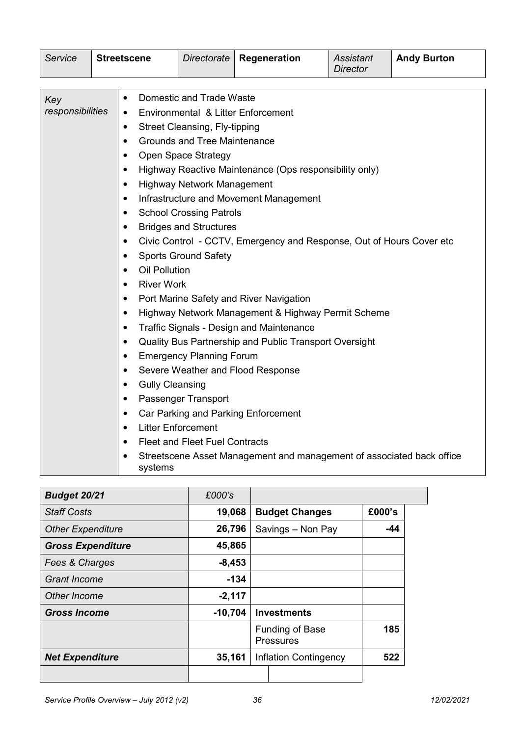| *Service* | **Streetscene** | *Directorate* | **Regeneration** | *Assistant Director* | **Andy Burton** |
|---|---|---|---|---|---|

| *Key responsibilities* | |
|---|---|
| | • Domestic and Trade Waste<br>• Environmental & Litter Enforcement<br>• Street Cleansing, Fly-tipping<br>• Grounds and Tree Maintenance<br>• Open Space Strategy<br>• Highway Reactive Maintenance (Ops responsibility only)<br>• Highway Network Management<br>• Infrastructure and Movement Management<br>• School Crossing Patrols<br>• Bridges and Structures<br>• Civic Control - CCTV, Emergency and Response, Out of Hours Cover etc<br>• Sports Ground Safety<br>• Oil Pollution<br>• River Work<br>• Port Marine Safety and River Navigation<br>• Highway Network Management & Highway Permit Scheme<br>• Traffic Signals - Design and Maintenance<br>• Quality Bus Partnership and Public Transport Oversight<br>• Emergency Planning Forum<br>• Severe Weather and Flood Response<br>• Gully Cleansing<br>• Passenger Transport<br>• Car Parking and Parking Enforcement<br>• Litter Enforcement<br>• Fleet and Fleet Fuel Contracts<br>• Streetscene Asset Management and management of associated back office systems |

| ***Budget 20/21*** | *£000's* | | |
|---|---|---|---|
| *Staff Costs* | **19,068** | **Budget Changes** | **£000's** |
| *Other Expenditure* | **26,796** | Savings – Non Pay | **-44** |
| ***Gross Expenditure*** | **45,865** | | |
| *Fees & Charges* | **-8,453** | | |
| *Grant Income* | **-134** | | |
| *Other Income* | **-2,117** | | |
| ***Gross Income*** | **-10,704** | **Investments** | |
| | | Funding of Base Pressures | **185** |
| ***Net Expenditure*** | **35,161** | Inflation Contingency | **522** |
| | | | |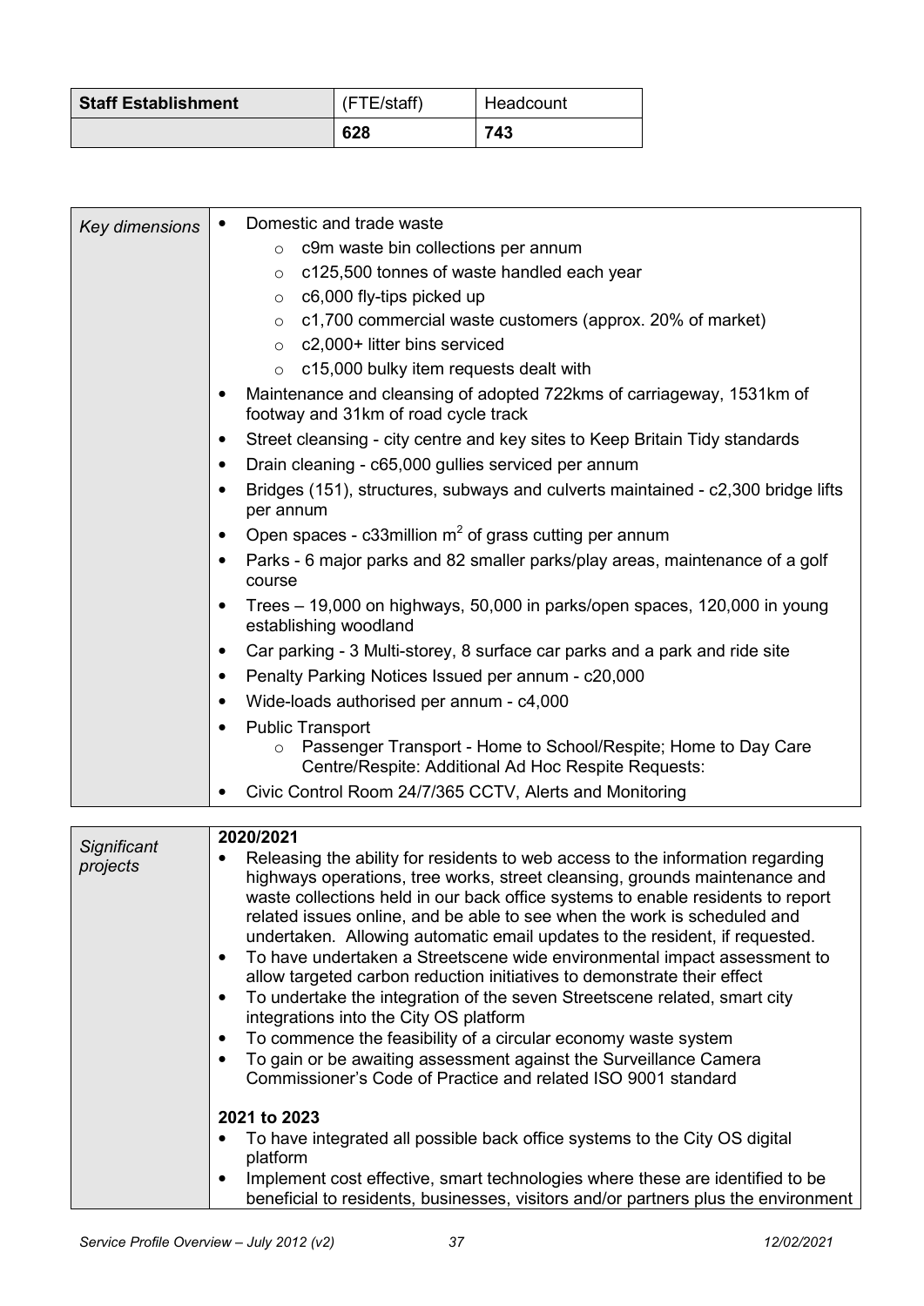| Staff Establishment | (FTE/staff) | Headcount |
| --- | --- | --- |
| | **628** | **743** |

| *Key dimensions* | |
| --- | --- |
| | • Domestic and trade waste<br>  ○ c9m waste bin collections per annum<br>  ○ c125,500 tonnes of waste handled each year<br>  ○ c6,000 fly-tips picked up<br>  ○ c1,700 commercial waste customers (approx. 20% of market)<br>  ○ c2,000+ litter bins serviced<br>  ○ c15,000 bulky item requests dealt with<br>• Maintenance and cleansing of adopted 722kms of carriageway, 1531km of footway and 31km of road cycle track<br>• Street cleansing - city centre and key sites to Keep Britain Tidy standards<br>• Drain cleaning - c65,000 gullies serviced per annum<br>• Bridges (151), structures, subways and culverts maintained - c2,300 bridge lifts per annum<br>• Open spaces - c33million $m^2$ of grass cutting per annum<br>• Parks - 6 major parks and 82 smaller parks/play areas, maintenance of a golf course<br>• Trees – 19,000 on highways, 50,000 in parks/open spaces, 120,000 in young establishing woodland<br>• Car parking - 3 Multi-storey, 8 surface car parks and a park and ride site<br>• Penalty Parking Notices Issued per annum - c20,000<br>• Wide-loads authorised per annum - c4,000<br>• Public Transport<br>  ○ Passenger Transport - Home to School/Respite; Home to Day Care Centre/Respite: Additional Ad Hoc Respite Requests:<br>• Civic Control Room 24/7/365 CCTV, Alerts and Monitoring |

| *Significant projects* | |
| --- | --- |
| | **2020/2021**<br>• Releasing the ability for residents to web access to the information regarding highways operations, tree works, street cleansing, grounds maintenance and waste collections held in our back office systems to enable residents to report related issues online, and be able to see when the work is scheduled and undertaken. Allowing automatic email updates to the resident, if requested.<br>• To have undertaken a Streetscene wide environmental impact assessment to allow targeted carbon reduction initiatives to demonstrate their effect<br>• To undertake the integration of the seven Streetscene related, smart city integrations into the City OS platform<br>• To commence the feasibility of a circular economy waste system<br>• To gain or be awaiting assessment against the Surveillance Camera Commissioner's Code of Practice and related ISO 9001 standard<br><br>**2021 to 2023**<br>• To have integrated all possible back office systems to the City OS digital platform<br>• Implement cost effective, smart technologies where these are identified to be beneficial to residents, businesses, visitors and/or partners plus the environment |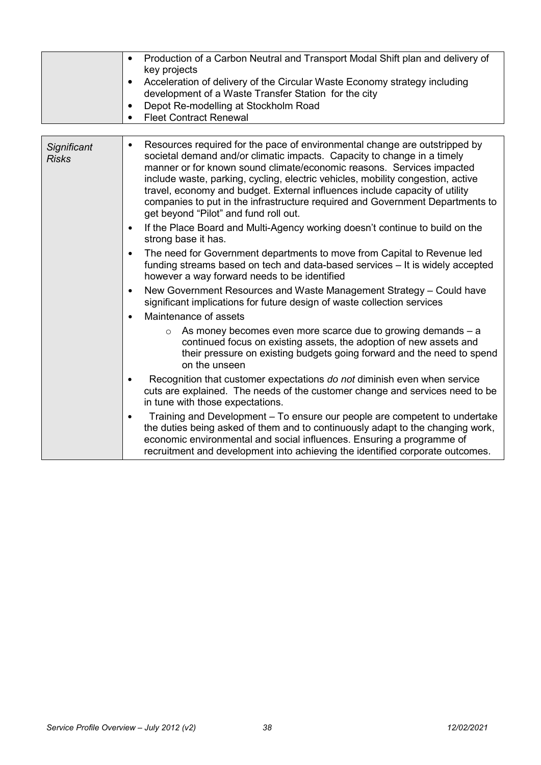| | |
|---|---|
| | <ul><li>Production of a Carbon Neutral and Transport Modal Shift plan and delivery of key projects</li><li>Acceleration of delivery of the Circular Waste Economy strategy including development of a Waste Transfer Station for the city</li><li>Depot Re-modelling at Stockholm Road</li><li>Fleet Contract Renewal</li></ul> |

| | |
|---|---|
| *Significant Risks* | <ul><li>Resources required for the pace of environmental change are outstripped by societal demand and/or climatic impacts. Capacity to change in a timely manner or for known sound climate/economic reasons. Services impacted include waste, parking, cycling, electric vehicles, mobility congestion, active travel, economy and budget. External influences include capacity of utility companies to put in the infrastructure required and Government Departments to get beyond "Pilot" and fund roll out.</li><li>If the Place Board and Multi-Agency working doesn't continue to build on the strong base it has.</li><li>The need for Government departments to move from Capital to Revenue led funding streams based on tech and data-based services – It is widely accepted however a way forward needs to be identified</li><li>New Government Resources and Waste Management Strategy – Could have significant implications for future design of waste collection services</li><li>Maintenance of assets<ul><li>As money becomes even more scarce due to growing demands – a continued focus on existing assets, the adoption of new assets and their pressure on existing budgets going forward and the need to spend on the unseen</li></ul></li><li>Recognition that customer expectations *do not* diminish even when service cuts are explained. The needs of the customer change and services need to be in tune with those expectations.</li><li>Training and Development – To ensure our people are competent to undertake the duties being asked of them and to continuously adapt to the changing work, economic environmental and social influences. Ensuring a programme of recruitment and development into achieving the identified corporate outcomes.</li></ul> |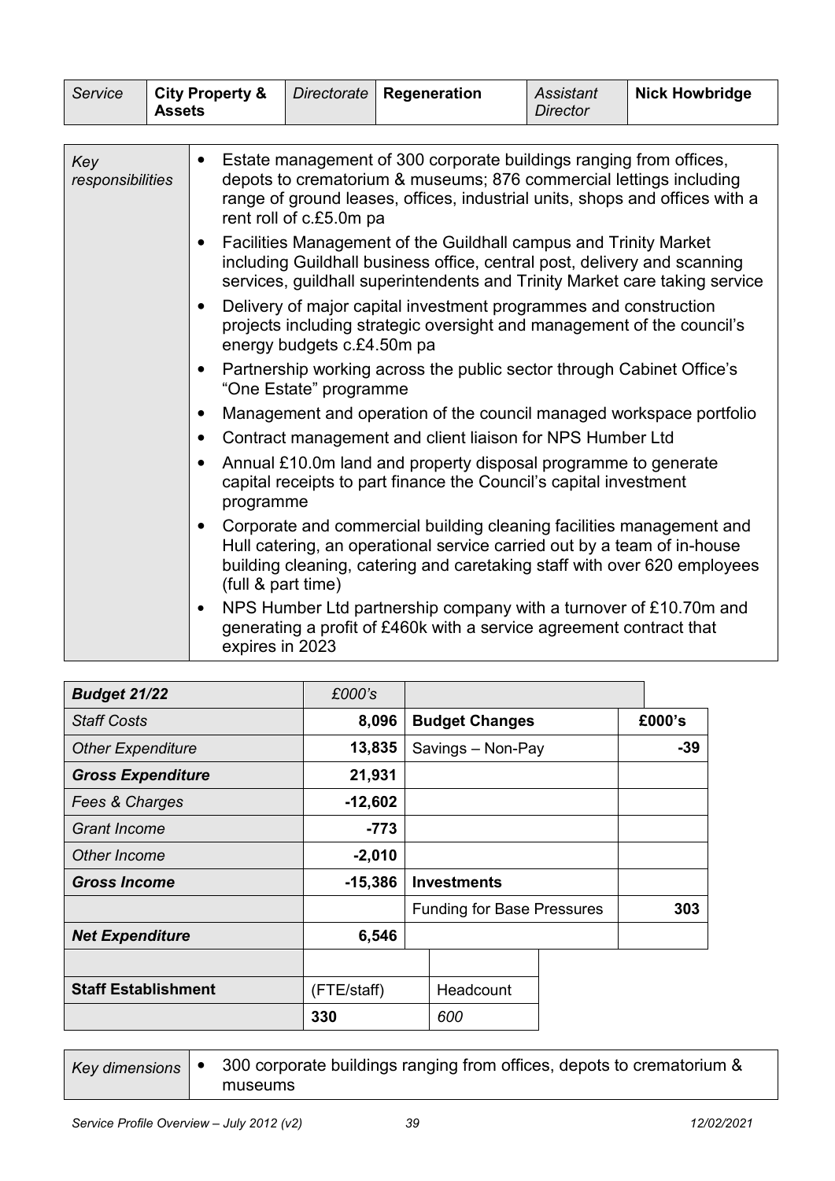| *Service* | **City Property & Assets** | *Directorate* | **Regeneration** | *Assistant Director* | **Nick Howbridge** |
|---|---|---|---|---|---|

| *Key responsibilities* | |
|---|---|
| | • Estate management of 300 corporate buildings ranging from offices, depots to crematorium & museums; 876 commercial lettings including range of ground leases, offices, industrial units, shops and offices with a rent roll of c.£5.0m pa<br>• Facilities Management of the Guildhall campus and Trinity Market including Guildhall business office, central post, delivery and scanning services, guildhall superintendents and Trinity Market care taking service<br>• Delivery of major capital investment programmes and construction projects including strategic oversight and management of the council's energy budgets c.£4.50m pa<br>• Partnership working across the public sector through Cabinet Office's "One Estate" programme<br>• Management and operation of the council managed workspace portfolio<br>• Contract management and client liaison for NPS Humber Ltd<br>• Annual £10.0m land and property disposal programme to generate capital receipts to part finance the Council's capital investment programme<br>• Corporate and commercial building cleaning facilities management and Hull catering, an operational service carried out by a team of in-house building cleaning, catering and caretaking staff with over 620 employees (full & part time)<br>• NPS Humber Ltd partnership company with a turnover of £10.70m and generating a profit of £460k with a service agreement contract that expires in 2023 |

| ***Budget 21/22*** | *£000's* | | |
|---|---|---|---|
| *Staff Costs* | **8,096** | **Budget Changes** | **£000's** |
| *Other Expenditure* | **13,835** | Savings – Non-Pay | **-39** |
| ***Gross Expenditure*** | **21,931** | | |
| *Fees & Charges* | **-12,602** | | |
| *Grant Income* | **-773** | | |
| *Other Income* | **-2,010** | | |
| ***Gross Income*** | **-15,386** | **Investments** | |
| | | Funding for Base Pressures | **303** |
| ***Net Expenditure*** | **6,546** | | |
| | | | |
| **Staff Establishment** | (FTE/staff) | Headcount | |
| | **330** | *600* | |

| *Key dimensions* | • 300 corporate buildings ranging from offices, depots to crematorium & museums |
|---|---|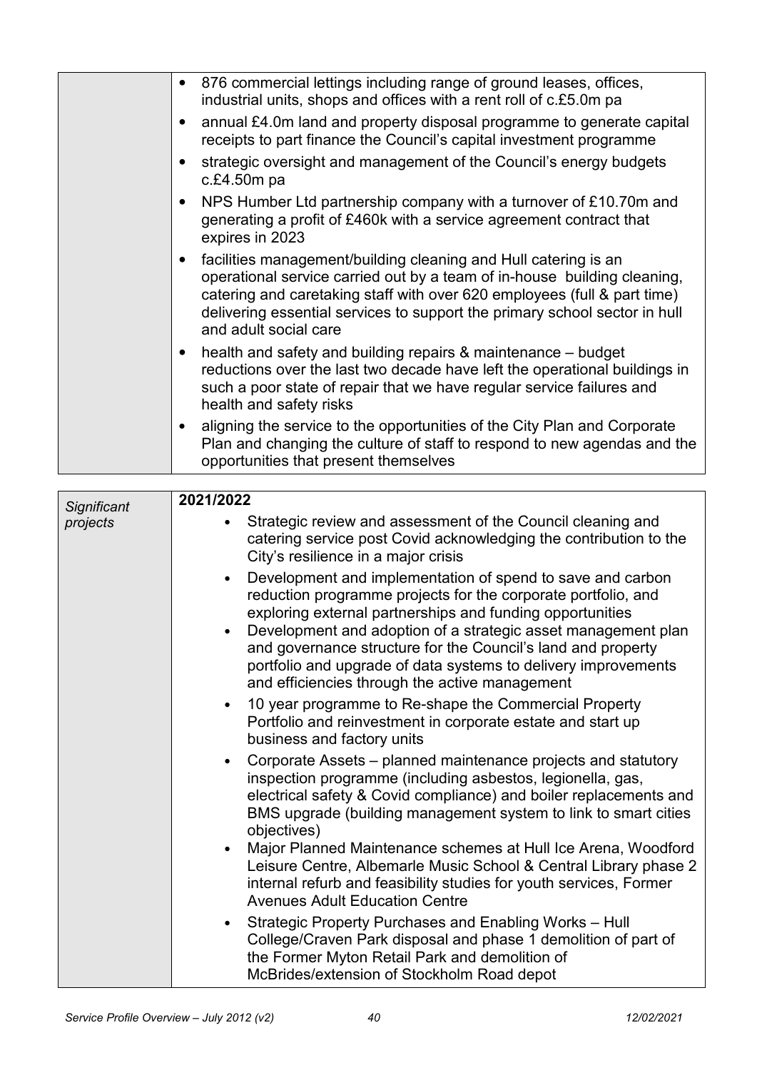| | |
|---|---|
| | • 876 commercial lettings including range of ground leases, offices, industrial units, shops and offices with a rent roll of c.£5.0m pa<br>• annual £4.0m land and property disposal programme to generate capital receipts to part finance the Council's capital investment programme<br>• strategic oversight and management of the Council's energy budgets c.£4.50m pa<br>• NPS Humber Ltd partnership company with a turnover of £10.70m and generating a profit of £460k with a service agreement contract that expires in 2023<br>• facilities management/building cleaning and Hull catering is an operational service carried out by a team of in-house building cleaning, catering and caretaking staff with over 620 employees (full & part time) delivering essential services to support the primary school sector in hull and adult social care<br>• health and safety and building repairs & maintenance – budget reductions over the last two decade have left the operational buildings in such a poor state of repair that we have regular service failures and health and safety risks<br>• aligning the service to the opportunities of the City Plan and Corporate Plan and changing the culture of staff to respond to new agendas and the opportunities that present themselves |

| | |
|---|---|
| *Significant projects* | **2021/2022**<br>• Strategic review and assessment of the Council cleaning and catering service post Covid acknowledging the contribution to the City's resilience in a major crisis<br>• Development and implementation of spend to save and carbon reduction programme projects for the corporate portfolio, and exploring external partnerships and funding opportunities<br>• Development and adoption of a strategic asset management plan and governance structure for the Council's land and property portfolio and upgrade of data systems to delivery improvements and efficiencies through the active management<br>• 10 year programme to Re-shape the Commercial Property Portfolio and reinvestment in corporate estate and start up business and factory units<br>• Corporate Assets – planned maintenance projects and statutory inspection programme (including asbestos, legionella, gas, electrical safety & Covid compliance) and boiler replacements and BMS upgrade (building management system to link to smart cities objectives)<br>• Major Planned Maintenance schemes at Hull Ice Arena, Woodford Leisure Centre, Albemarle Music School & Central Library phase 2 internal refurb and feasibility studies for youth services, Former Avenues Adult Education Centre<br>• Strategic Property Purchases and Enabling Works – Hull College/Craven Park disposal and phase 1 demolition of part of the Former Myton Retail Park and demolition of McBrides/extension of Stockholm Road depot |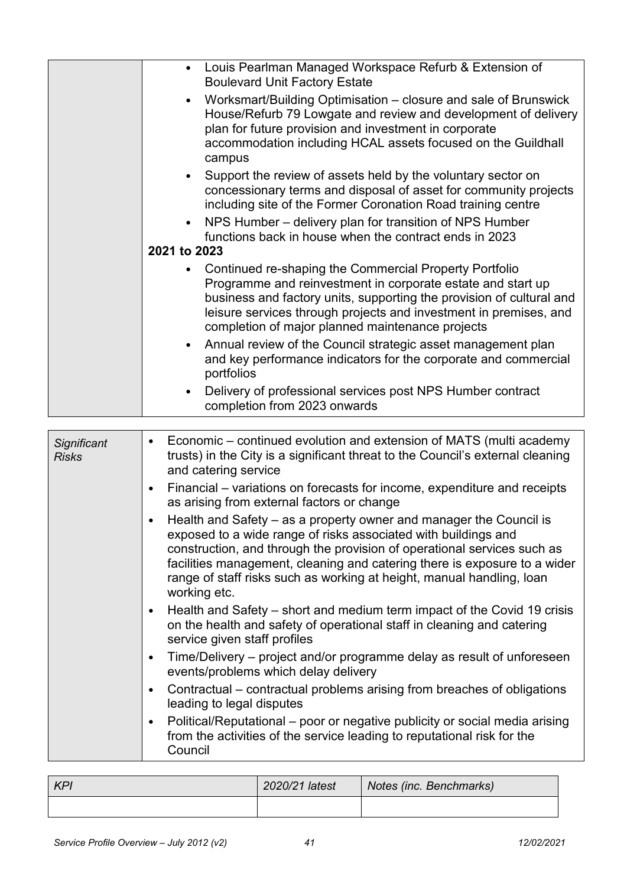| | |
|---|---|
| | • Louis Pearlman Managed Workspace Refurb & Extension of Boulevard Unit Factory Estate<br>• Worksmart/Building Optimisation – closure and sale of Brunswick House/Refurb 79 Lowgate and review and development of delivery plan for future provision and investment in corporate accommodation including HCAL assets focused on the Guildhall campus<br>• Support the review of assets held by the voluntary sector on concessionary terms and disposal of asset for community projects including site of the Former Coronation Road training centre<br>• NPS Humber – delivery plan for transition of NPS Humber functions back in house when the contract ends in 2023<br>**2021 to 2023**<br>• Continued re-shaping the Commercial Property Portfolio Programme and reinvestment in corporate estate and start up business and factory units, supporting the provision of cultural and leisure services through projects and investment in premises, and completion of major planned maintenance projects<br>• Annual review of the Council strategic asset management plan and key performance indicators for the corporate and commercial portfolios<br>• Delivery of professional services post NPS Humber contract completion from 2023 onwards |

| | |
|---|---|
| *Significant Risks* | • Economic – continued evolution and extension of MATS (multi academy trusts) in the City is a significant threat to the Council's external cleaning and catering service<br>• Financial – variations on forecasts for income, expenditure and receipts as arising from external factors or change<br>• Health and Safety – as a property owner and manager the Council is exposed to a wide range of risks associated with buildings and construction, and through the provision of operational services such as facilities management, cleaning and catering there is exposure to a wider range of staff risks such as working at height, manual handling, loan working etc.<br>• Health and Safety – short and medium term impact of the Covid 19 crisis on the health and safety of operational staff in cleaning and catering service given staff profiles<br>• Time/Delivery – project and/or programme delay as result of unforeseen events/problems which delay delivery<br>• Contractual – contractual problems arising from breaches of obligations leading to legal disputes<br>• Political/Reputational – poor or negative publicity or social media arising from the activities of the service leading to reputational risk for the Council |

| *KPI* | *2020/21 latest* | *Notes (inc. Benchmarks)* |
|---|---|---|
| | | |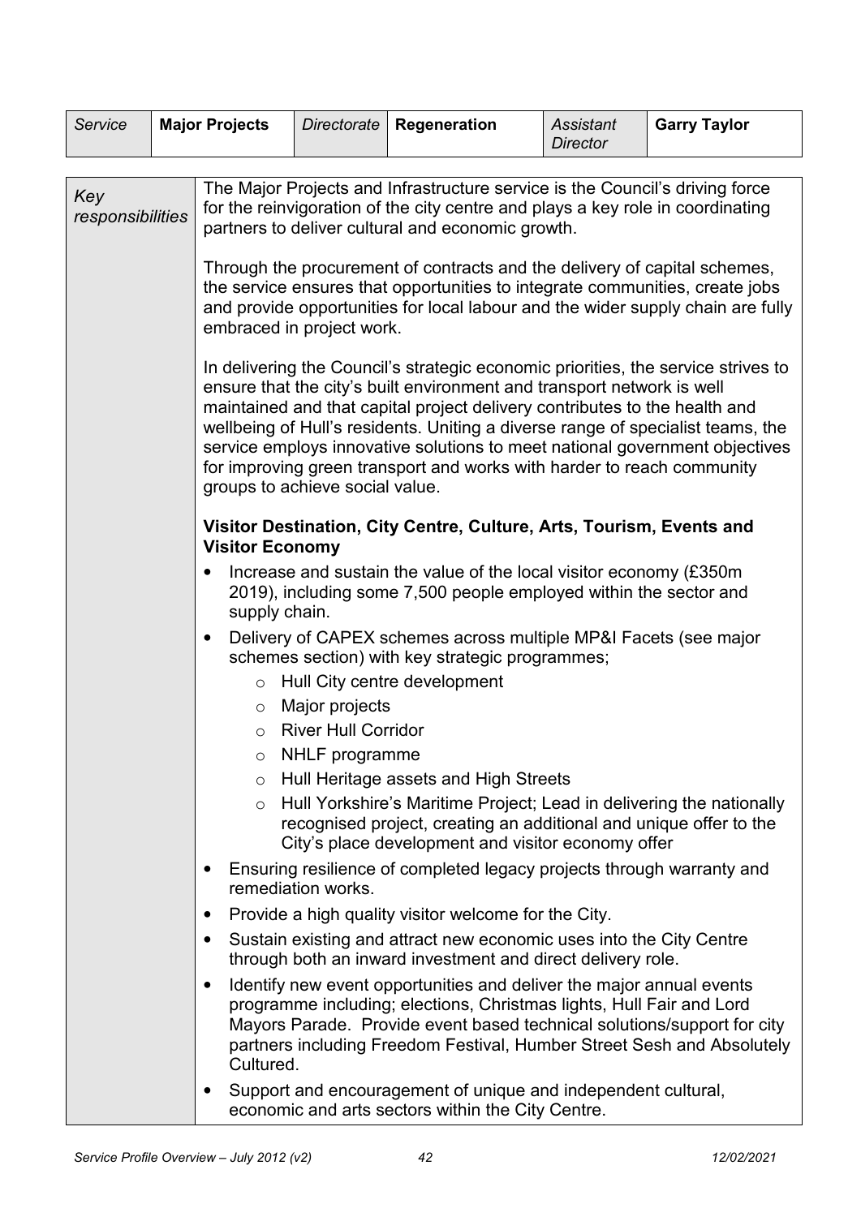| Service | Major Projects | Directorate | Regeneration | Assistant Director | Garry Taylor |
|---|---|---|---|---|---|

| | |
|---|---|
| *Key responsibilities* | The Major Projects and Infrastructure service is the Council's driving force for the reinvigoration of the city centre and plays a key role in coordinating partners to deliver cultural and economic growth.<br><br>Through the procurement of contracts and the delivery of capital schemes, the service ensures that opportunities to integrate communities, create jobs and provide opportunities for local labour and the wider supply chain are fully embraced in project work.<br><br>In delivering the Council's strategic economic priorities, the service strives to ensure that the city's built environment and transport network is well maintained and that capital project delivery contributes to the health and wellbeing of Hull's residents. Uniting a diverse range of specialist teams, the service employs innovative solutions to meet national government objectives for improving green transport and works with harder to reach community groups to achieve social value.<br><br>**Visitor Destination, City Centre, Culture, Arts, Tourism, Events and Visitor Economy**<br>• Increase and sustain the value of the local visitor economy (£350m 2019), including some 7,500 people employed within the sector and supply chain.<br>• Delivery of CAPEX schemes across multiple MP&I Facets (see major schemes section) with key strategic programmes;<br>&nbsp;&nbsp;&nbsp;&nbsp;○ Hull City centre development<br>&nbsp;&nbsp;&nbsp;&nbsp;○ Major projects<br>&nbsp;&nbsp;&nbsp;&nbsp;○ River Hull Corridor<br>&nbsp;&nbsp;&nbsp;&nbsp;○ NHLF programme<br>&nbsp;&nbsp;&nbsp;&nbsp;○ Hull Heritage assets and High Streets<br>&nbsp;&nbsp;&nbsp;&nbsp;○ Hull Yorkshire's Maritime Project; Lead in delivering the nationally recognised project, creating an additional and unique offer to the City's place development and visitor economy offer<br>• Ensuring resilience of completed legacy projects through warranty and remediation works.<br>• Provide a high quality visitor welcome for the City.<br>• Sustain existing and attract new economic uses into the City Centre through both an inward investment and direct delivery role.<br>• Identify new event opportunities and deliver the major annual events programme including; elections, Christmas lights, Hull Fair and Lord Mayors Parade. Provide event based technical solutions/support for city partners including Freedom Festival, Humber Street Sesh and Absolutely Cultured.<br>• Support and encouragement of unique and independent cultural, economic and arts sectors within the City Centre. |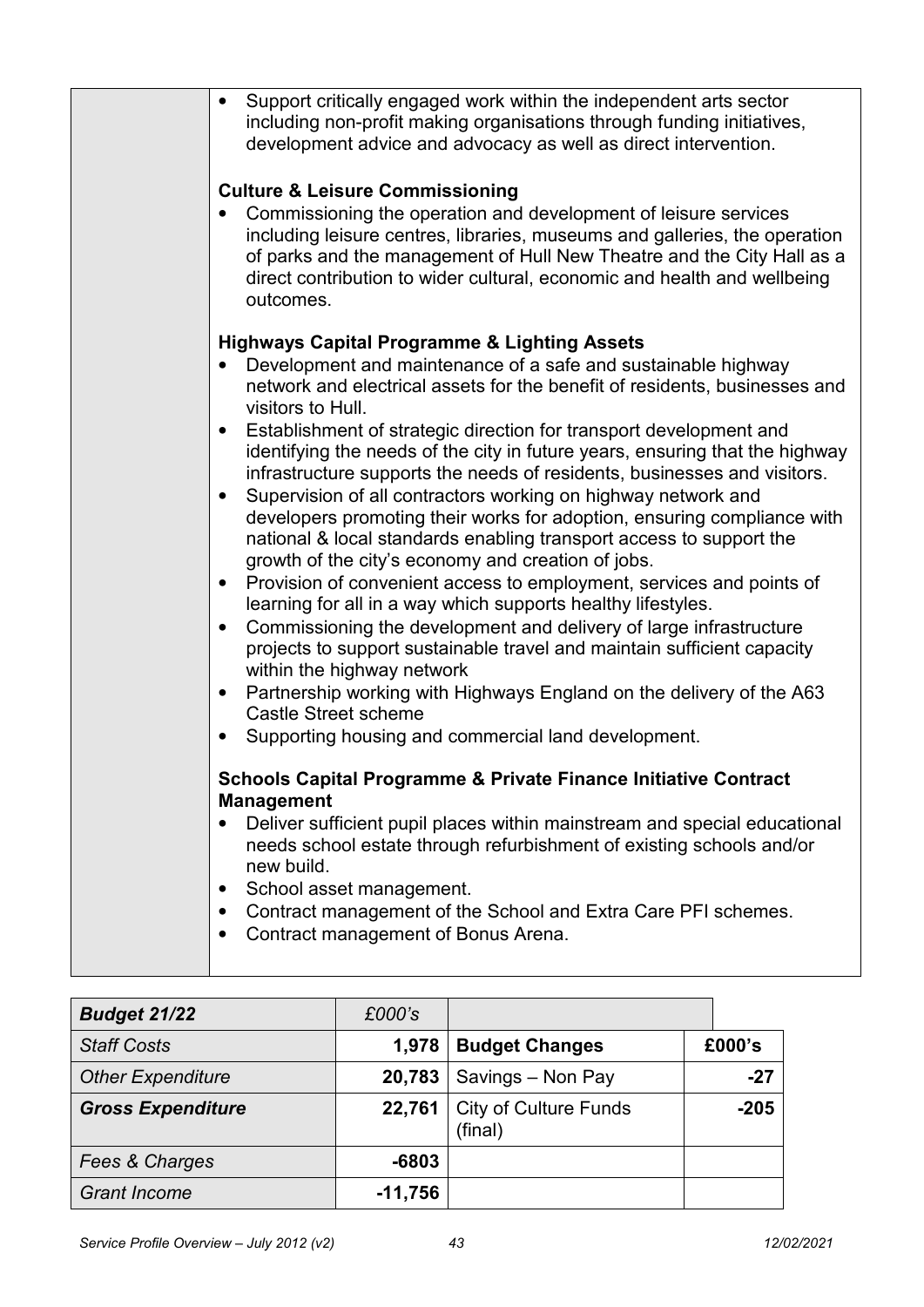- Support critically engaged work within the independent arts sector including non-profit making organisations through funding initiatives, development advice and advocacy as well as direct intervention.

**Culture & Leisure Commissioning**

- Commissioning the operation and development of leisure services including leisure centres, libraries, museums and galleries, the operation of parks and the management of Hull New Theatre and the City Hall as a direct contribution to wider cultural, economic and health and wellbeing outcomes.

**Highways Capital Programme & Lighting Assets**

- Development and maintenance of a safe and sustainable highway network and electrical assets for the benefit of residents, businesses and visitors to Hull.
- Establishment of strategic direction for transport development and identifying the needs of the city in future years, ensuring that the highway infrastructure supports the needs of residents, businesses and visitors.
- Supervision of all contractors working on highway network and developers promoting their works for adoption, ensuring compliance with national & local standards enabling transport access to support the growth of the city's economy and creation of jobs.
- Provision of convenient access to employment, services and points of learning for all in a way which supports healthy lifestyles.
- Commissioning the development and delivery of large infrastructure projects to support sustainable travel and maintain sufficient capacity within the highway network
- Partnership working with Highways England on the delivery of the A63 Castle Street scheme
- Supporting housing and commercial land development.

**Schools Capital Programme & Private Finance Initiative Contract Management**

- Deliver sufficient pupil places within mainstream and special educational needs school estate through refurbishment of existing schools and/or new build.
- School asset management.
- Contract management of the School and Extra Care PFI schemes.
- Contract management of Bonus Arena.

| ***Budget 21/22*** | *£000's* | | |
|---|---|---|---|
| *Staff Costs* | **1,978** | **Budget Changes** | **£000's** |
| *Other Expenditure* | **20,783** | Savings – Non Pay | **-27** |
| ***Gross Expenditure*** | **22,761** | City of Culture Funds (final) | **-205** |
| *Fees & Charges* | **-6803** | | |
| *Grant Income* | **-11,756** | | |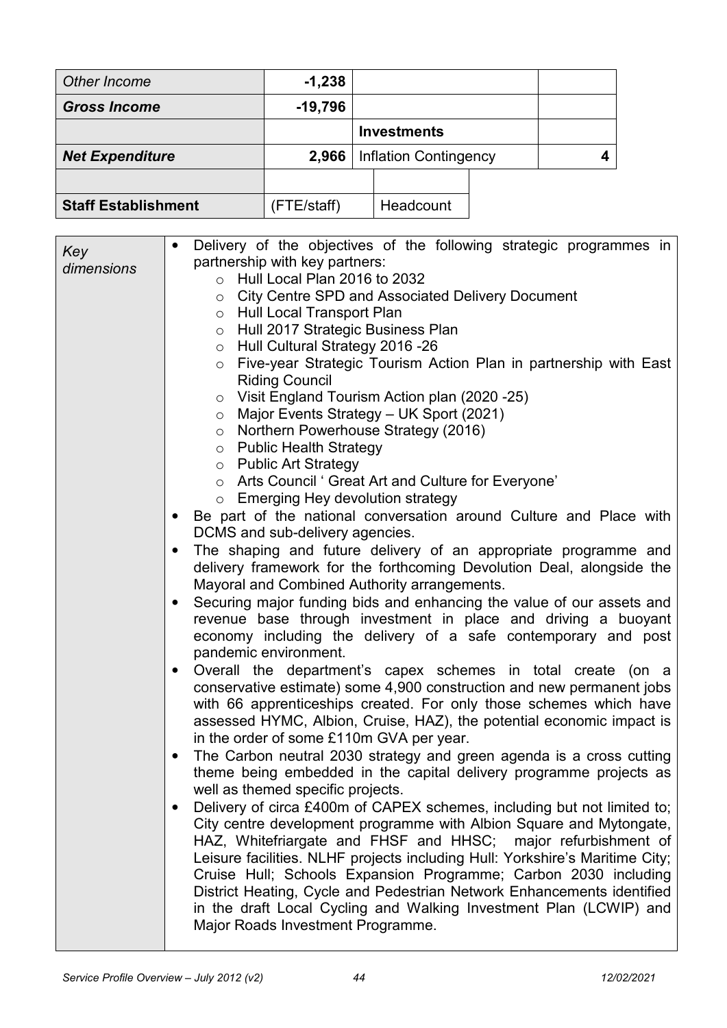| *Other Income* | **-1,238** | | |
|---|---|---|---|
| ***Gross Income*** | **-19,796** | | |
| | | **Investments** | |
| ***Net Expenditure*** | **2,966** | Inflation Contingency | **4** |
| | | | |
| **Staff Establishment** | (FTE/staff) | Headcount | |

| *Key dimensions* | |
|---|---|
| | <ul><li>Delivery of the objectives of the following strategic programmes in partnership with key partners:<ul><li>Hull Local Plan 2016 to 2032</li><li>City Centre SPD and Associated Delivery Document</li><li>Hull Local Transport Plan</li><li>Hull 2017 Strategic Business Plan</li><li>Hull Cultural Strategy 2016 -26</li><li>Five-year Strategic Tourism Action Plan in partnership with East Riding Council</li><li>Visit England Tourism Action plan (2020 -25)</li><li>Major Events Strategy – UK Sport (2021)</li><li>Northern Powerhouse Strategy (2016)</li><li>Public Health Strategy</li><li>Public Art Strategy</li><li>Arts Council ' Great Art and Culture for Everyone'</li><li>Emerging Hey devolution strategy</li></ul></li><li>Be part of the national conversation around Culture and Place with DCMS and sub-delivery agencies.</li><li>The shaping and future delivery of an appropriate programme and delivery framework for the forthcoming Devolution Deal, alongside the Mayoral and Combined Authority arrangements.</li><li>Securing major funding bids and enhancing the value of our assets and revenue base through investment in place and driving a buoyant economy including the delivery of a safe contemporary and post pandemic environment.</li><li>Overall the department's capex schemes in total create (on a conservative estimate) some 4,900 construction and new permanent jobs with 66 apprenticeships created. For only those schemes which have assessed HYMC, Albion, Cruise, HAZ), the potential economic impact is in the order of some £110m GVA per year.</li><li>The Carbon neutral 2030 strategy and green agenda is a cross cutting theme being embedded in the capital delivery programme projects as well as themed specific projects.</li><li>Delivery of circa £400m of CAPEX schemes, including but not limited to; City centre development programme with Albion Square and Mytongate, HAZ, Whitefriargate and FHSF and HHSC; major refurbishment of Leisure facilities. NLHF projects including Hull: Yorkshire's Maritime City; Cruise Hull; Schools Expansion Programme; Carbon 2030 including District Heating, Cycle and Pedestrian Network Enhancements identified in the draft Local Cycling and Walking Investment Plan (LCWIP) and Major Roads Investment Programme.</li></ul> |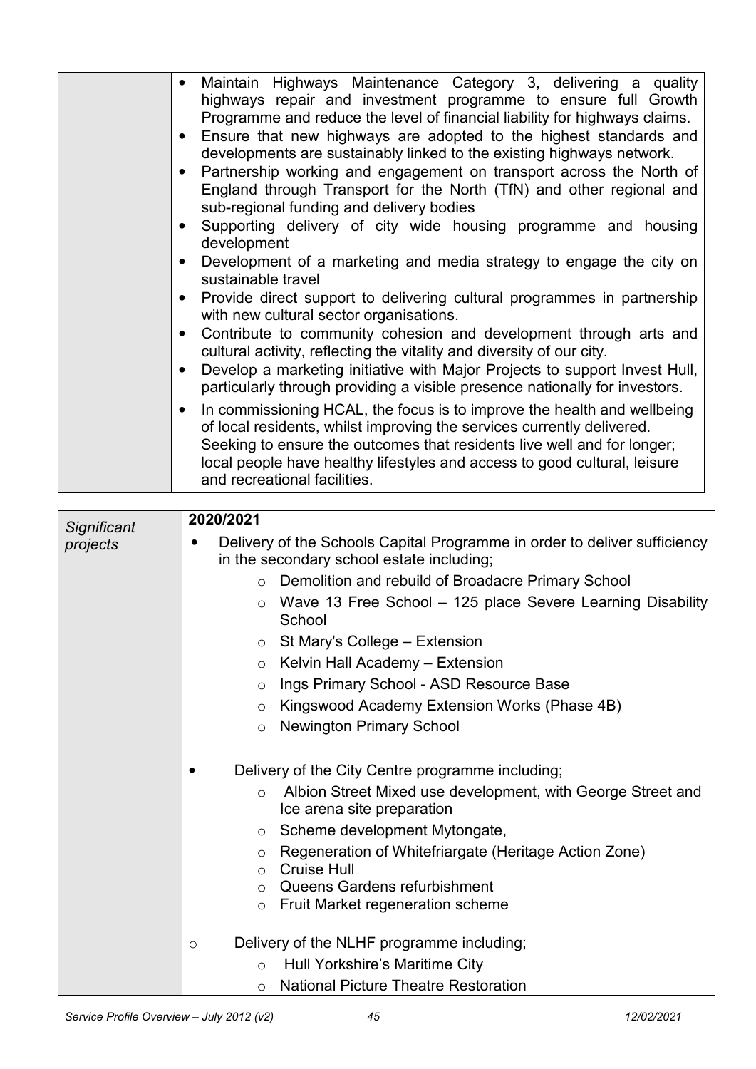| | |
|---|---|
| | • Maintain Highways Maintenance Category 3, delivering a quality highways repair and investment programme to ensure full Growth Programme and reduce the level of financial liability for highways claims.<br>• Ensure that new highways are adopted to the highest standards and developments are sustainably linked to the existing highways network.<br>• Partnership working and engagement on transport across the North of England through Transport for the North (TfN) and other regional and sub-regional funding and delivery bodies<br>• Supporting delivery of city wide housing programme and housing development<br>• Development of a marketing and media strategy to engage the city on sustainable travel<br>• Provide direct support to delivering cultural programmes in partnership with new cultural sector organisations.<br>• Contribute to community cohesion and development through arts and cultural activity, reflecting the vitality and diversity of our city.<br>• Develop a marketing initiative with Major Projects to support Invest Hull, particularly through providing a visible presence nationally for investors.<br>• In commissioning HCAL, the focus is to improve the health and wellbeing of local residents, whilst improving the services currently delivered. Seeking to ensure the outcomes that residents live well and for longer; local people have healthy lifestyles and access to good cultural, leisure and recreational facilities. |

| | |
|---|---|
| *Significant projects* | **2020/2021**<br>• Delivery of the Schools Capital Programme in order to deliver sufficiency in the secondary school estate including;<br>  ○ Demolition and rebuild of Broadacre Primary School<br>  ○ Wave 13 Free School – 125 place Severe Learning Disability School<br>  ○ St Mary's College – Extension<br>  ○ Kelvin Hall Academy – Extension<br>  ○ Ings Primary School - ASD Resource Base<br>  ○ Kingswood Academy Extension Works (Phase 4B)<br>  ○ Newington Primary School<br><br>• Delivery of the City Centre programme including;<br>  ○ Albion Street Mixed use development, with George Street and Ice arena site preparation<br>  ○ Scheme development Mytongate,<br>  ○ Regeneration of Whitefriargate (Heritage Action Zone)<br>  ○ Cruise Hull<br>  ○ Queens Gardens refurbishment<br>  ○ Fruit Market regeneration scheme<br><br>○ Delivery of the NLHF programme including;<br>  ○ Hull Yorkshire's Maritime City<br>  ○ National Picture Theatre Restoration |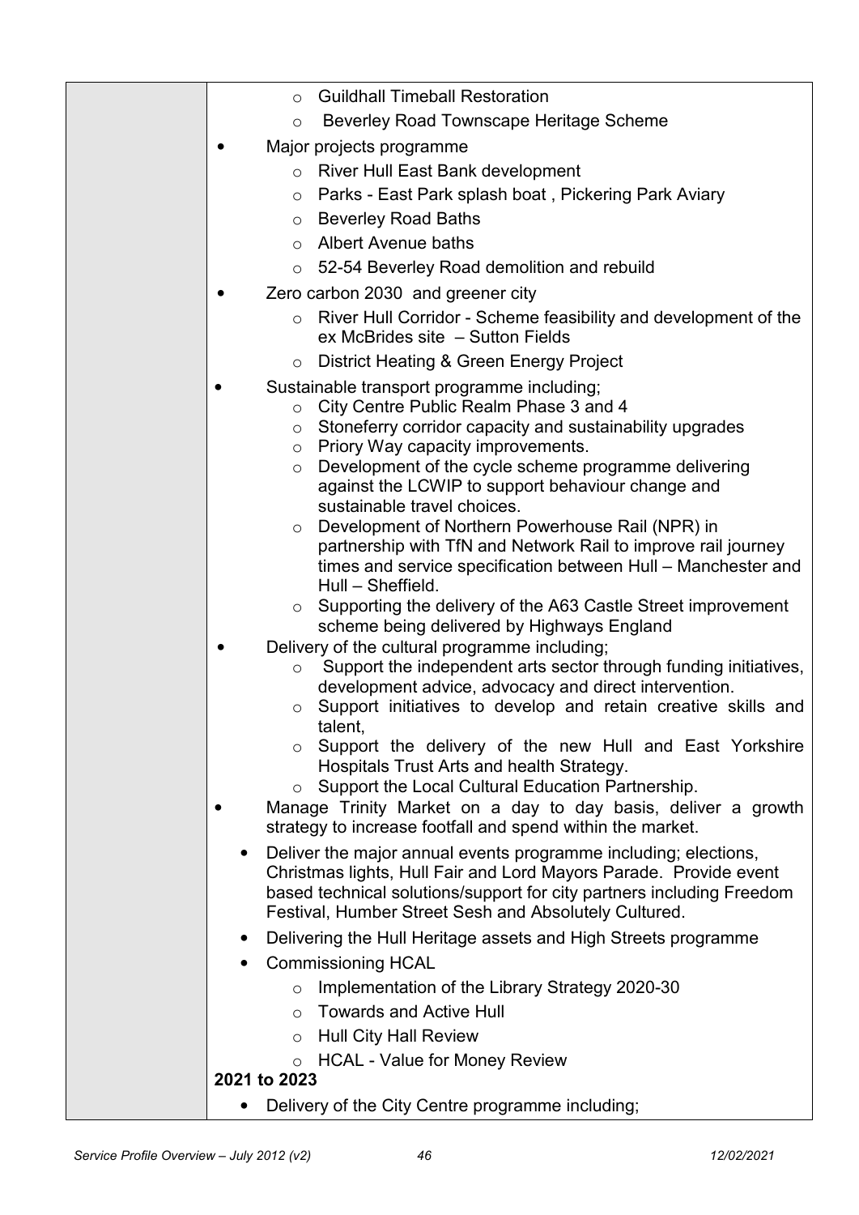| | |
|---|---|
| | - Guildhall Timeball Restoration<br>- Beverley Road Townscape Heritage Scheme<br><br>- Major projects programme<br>  - River Hull East Bank development<br>  - Parks - East Park splash boat , Pickering Park Aviary<br>  - Beverley Road Baths<br>  - Albert Avenue baths<br>  - 52-54 Beverley Road demolition and rebuild<br>- Zero carbon 2030 and greener city<br>  - River Hull Corridor - Scheme feasibility and development of the ex McBrides site – Sutton Fields<br>  - District Heating & Green Energy Project<br>- Sustainable transport programme including;<br>  - City Centre Public Realm Phase 3 and 4<br>  - Stoneferry corridor capacity and sustainability upgrades<br>  - Priory Way capacity improvements.<br>  - Development of the cycle scheme programme delivering against the LCWIP to support behaviour change and sustainable travel choices.<br>  - Development of Northern Powerhouse Rail (NPR) in partnership with TfN and Network Rail to improve rail journey times and service specification between Hull – Manchester and Hull – Sheffield.<br>  - Supporting the delivery of the A63 Castle Street improvement scheme being delivered by Highways England<br>- Delivery of the cultural programme including;<br>  - Support the independent arts sector through funding initiatives, development advice, advocacy and direct intervention.<br>  - Support initiatives to develop and retain creative skills and talent,<br>  - Support the delivery of the new Hull and East Yorkshire Hospitals Trust Arts and health Strategy.<br>  - Support the Local Cultural Education Partnership.<br>- Manage Trinity Market on a day to day basis, deliver a growth strategy to increase footfall and spend within the market.<br>- Deliver the major annual events programme including; elections, Christmas lights, Hull Fair and Lord Mayors Parade. Provide event based technical solutions/support for city partners including Freedom Festival, Humber Street Sesh and Absolutely Cultured.<br>- Delivering the Hull Heritage assets and High Streets programme<br>- Commissioning HCAL<br>  - Implementation of the Library Strategy 2020-30<br>  - Towards and Active Hull<br>  - Hull City Hall Review<br>  - HCAL - Value for Money Review<br><br>**2021 to 2023**<br><br>- Delivery of the City Centre programme including; |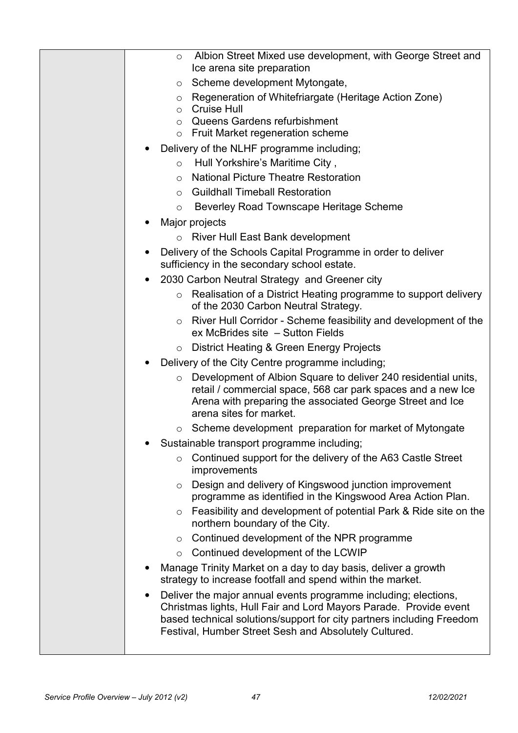| | |
|---|---|
| | - Albion Street Mixed use development, with George Street and Ice arena site preparation<br>- Scheme development Mytongate,<br>- Regeneration of Whitefriargate (Heritage Action Zone)<br>- Cruise Hull<br>- Queens Gardens refurbishment<br>- Fruit Market regeneration scheme<br><br>• Delivery of the NLHF programme including;<br>- Hull Yorkshire's Maritime City ,<br>- National Picture Theatre Restoration<br>- Guildhall Timeball Restoration<br>- Beverley Road Townscape Heritage Scheme<br><br>• Major projects<br>- River Hull East Bank development<br><br>• Delivery of the Schools Capital Programme in order to deliver sufficiency in the secondary school estate.<br><br>• 2030 Carbon Neutral Strategy and Greener city<br>- Realisation of a District Heating programme to support delivery of the 2030 Carbon Neutral Strategy.<br>- River Hull Corridor - Scheme feasibility and development of the ex McBrides site – Sutton Fields<br>- District Heating & Green Energy Projects<br><br>• Delivery of the City Centre programme including;<br>- Development of Albion Square to deliver 240 residential units, retail / commercial space, 568 car park spaces and a new Ice Arena with preparing the associated George Street and Ice arena sites for market.<br>- Scheme development preparation for market of Mytongate<br><br>• Sustainable transport programme including;<br>- Continued support for the delivery of the A63 Castle Street improvements<br>- Design and delivery of Kingswood junction improvement programme as identified in the Kingswood Area Action Plan.<br>- Feasibility and development of potential Park & Ride site on the northern boundary of the City.<br>- Continued development of the NPR programme<br>- Continued development of the LCWIP<br><br>• Manage Trinity Market on a day to day basis, deliver a growth strategy to increase footfall and spend within the market.<br><br>• Deliver the major annual events programme including; elections, Christmas lights, Hull Fair and Lord Mayors Parade. Provide event based technical solutions/support for city partners including Freedom Festival, Humber Street Sesh and Absolutely Cultured. |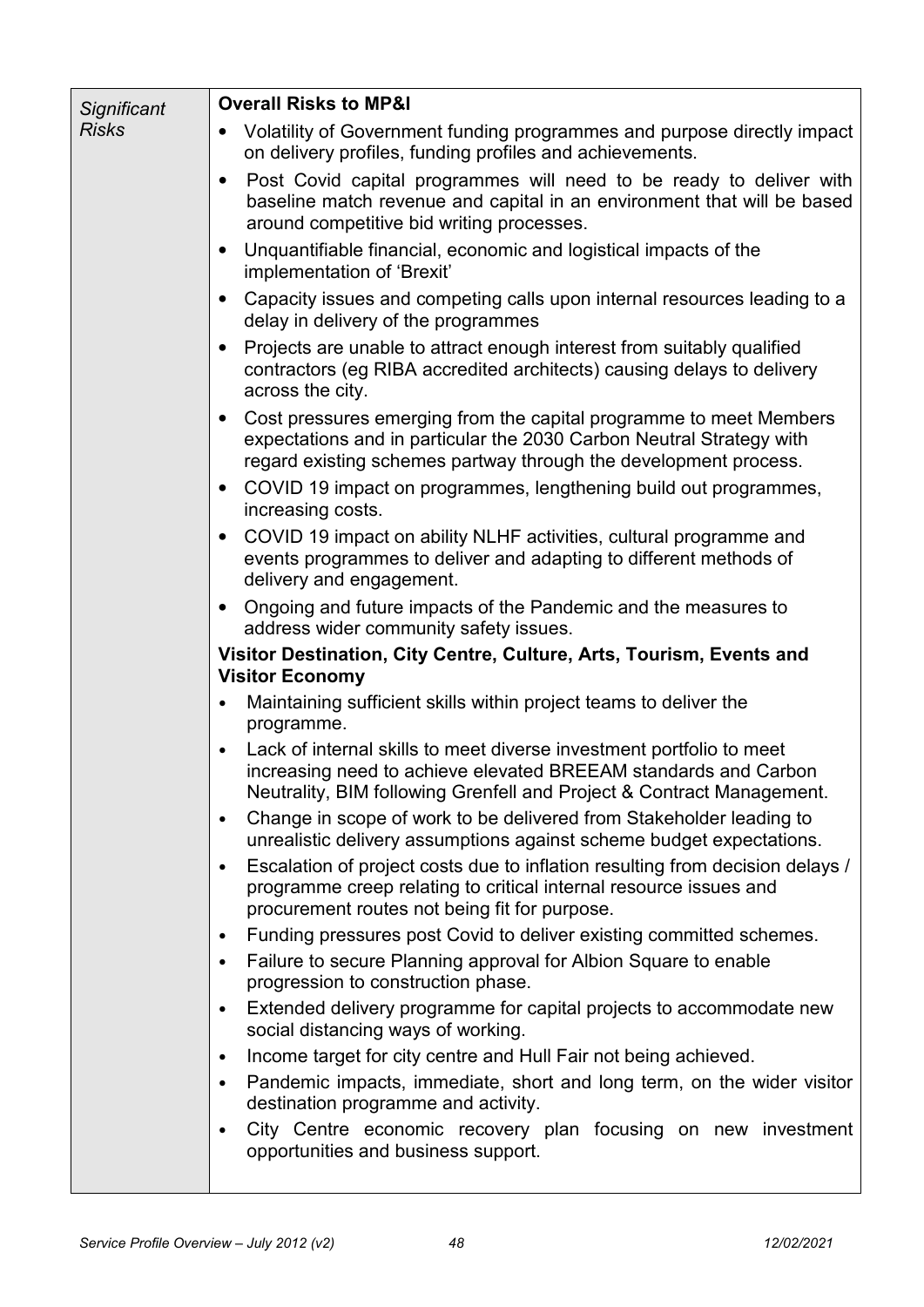| Significant Risks | **Overall Risks to MP&I**<br>• Volatility of Government funding programmes and purpose directly impact on delivery profiles, funding profiles and achievements.<br>• Post Covid capital programmes will need to be ready to deliver with baseline match revenue and capital in an environment that will be based around competitive bid writing processes.<br>• Unquantifiable financial, economic and logistical impacts of the implementation of 'Brexit'<br>• Capacity issues and competing calls upon internal resources leading to a delay in delivery of the programmes<br>• Projects are unable to attract enough interest from suitably qualified contractors (eg RIBA accredited architects) causing delays to delivery across the city.<br>• Cost pressures emerging from the capital programme to meet Members expectations and in particular the 2030 Carbon Neutral Strategy with regard existing schemes partway through the development process.<br>• COVID 19 impact on programmes, lengthening build out programmes, increasing costs.<br>• COVID 19 impact on ability NLHF activities, cultural programme and events programmes to deliver and adapting to different methods of delivery and engagement.<br>• Ongoing and future impacts of the Pandemic and the measures to address wider community safety issues.<br>**Visitor Destination, City Centre, Culture, Arts, Tourism, Events and Visitor Economy**<br>• Maintaining sufficient skills within project teams to deliver the programme.<br>• Lack of internal skills to meet diverse investment portfolio to meet increasing need to achieve elevated BREEAM standards and Carbon Neutrality, BIM following Grenfell and Project & Contract Management.<br>• Change in scope of work to be delivered from Stakeholder leading to unrealistic delivery assumptions against scheme budget expectations.<br>• Escalation of project costs due to inflation resulting from decision delays / programme creep relating to critical internal resource issues and procurement routes not being fit for purpose.<br>• Funding pressures post Covid to deliver existing committed schemes.<br>• Failure to secure Planning approval for Albion Square to enable progression to construction phase.<br>• Extended delivery programme for capital projects to accommodate new social distancing ways of working.<br>• Income target for city centre and Hull Fair not being achieved.<br>• Pandemic impacts, immediate, short and long term, on the wider visitor destination programme and activity.<br>• City Centre economic recovery plan focusing on new investment opportunities and business support. |
|---|---|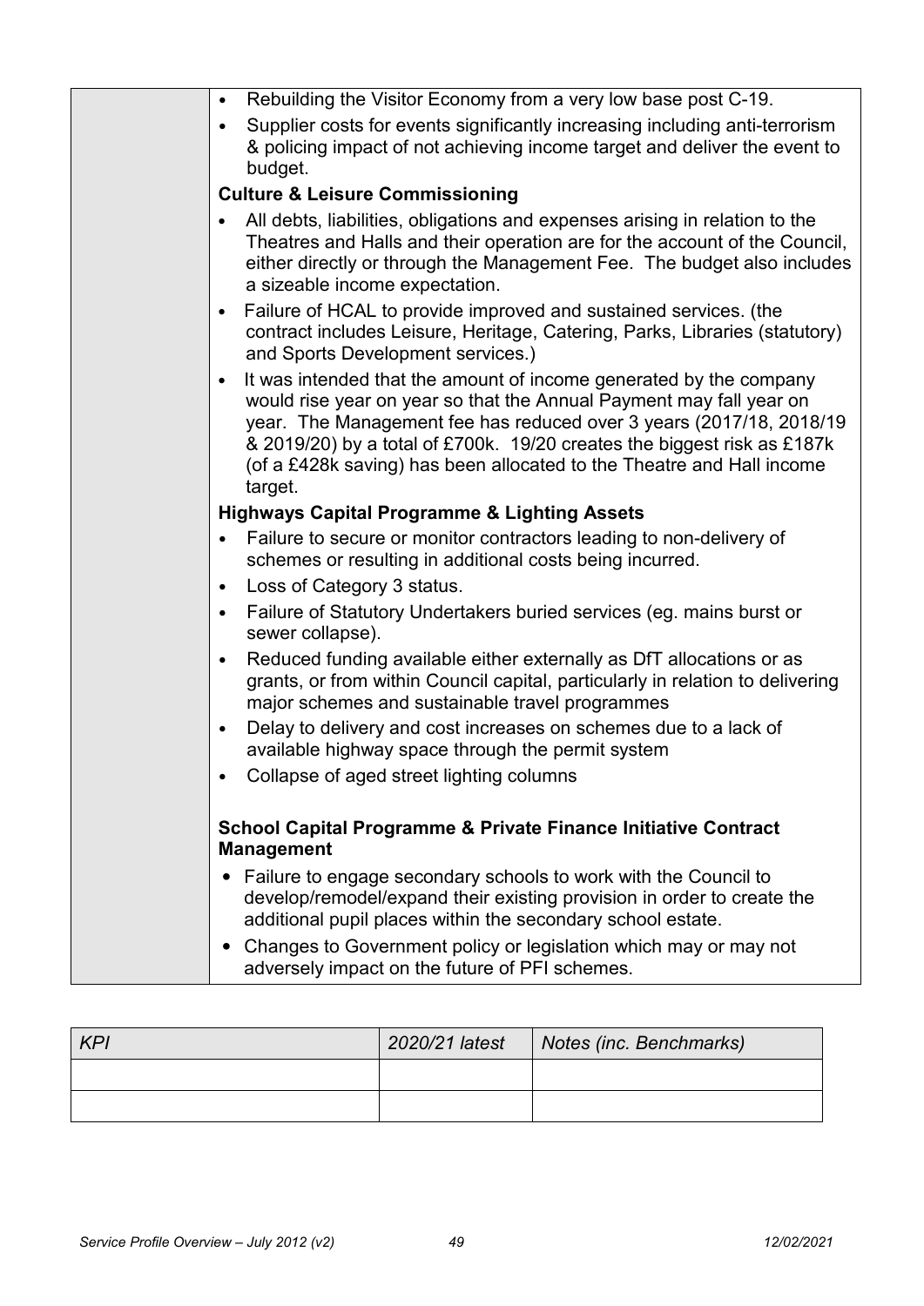| | |
|---|---|
| | • Rebuilding the Visitor Economy from a very low base post C-19.<br>• Supplier costs for events significantly increasing including anti-terrorism & policing impact of not achieving income target and deliver the event to budget.<br>**Culture & Leisure Commissioning**<br>• All debts, liabilities, obligations and expenses arising in relation to the Theatres and Halls and their operation are for the account of the Council, either directly or through the Management Fee. The budget also includes a sizeable income expectation.<br>• Failure of HCAL to provide improved and sustained services. (the contract includes Leisure, Heritage, Catering, Parks, Libraries (statutory) and Sports Development services.)<br>• It was intended that the amount of income generated by the company would rise year on year so that the Annual Payment may fall year on year. The Management fee has reduced over 3 years (2017/18, 2018/19 & 2019/20) by a total of £700k. 19/20 creates the biggest risk as £187k (of a £428k saving) has been allocated to the Theatre and Hall income target.<br>**Highways Capital Programme & Lighting Assets**<br>• Failure to secure or monitor contractors leading to non-delivery of schemes or resulting in additional costs being incurred.<br>• Loss of Category 3 status.<br>• Failure of Statutory Undertakers buried services (eg. mains burst or sewer collapse).<br>• Reduced funding available either externally as DfT allocations or as grants, or from within Council capital, particularly in relation to delivering major schemes and sustainable travel programmes<br>• Delay to delivery and cost increases on schemes due to a lack of available highway space through the permit system<br>• Collapse of aged street lighting columns<br>**School Capital Programme & Private Finance Initiative Contract Management**<br>• Failure to engage secondary schools to work with the Council to develop/remodel/expand their existing provision in order to create the additional pupil places within the secondary school estate.<br>• Changes to Government policy or legislation which may or may not adversely impact on the future of PFI schemes. |

| *KPI* | *2020/21 latest* | *Notes (inc. Benchmarks)* |
|---|---|---|
| | | |
| | | |